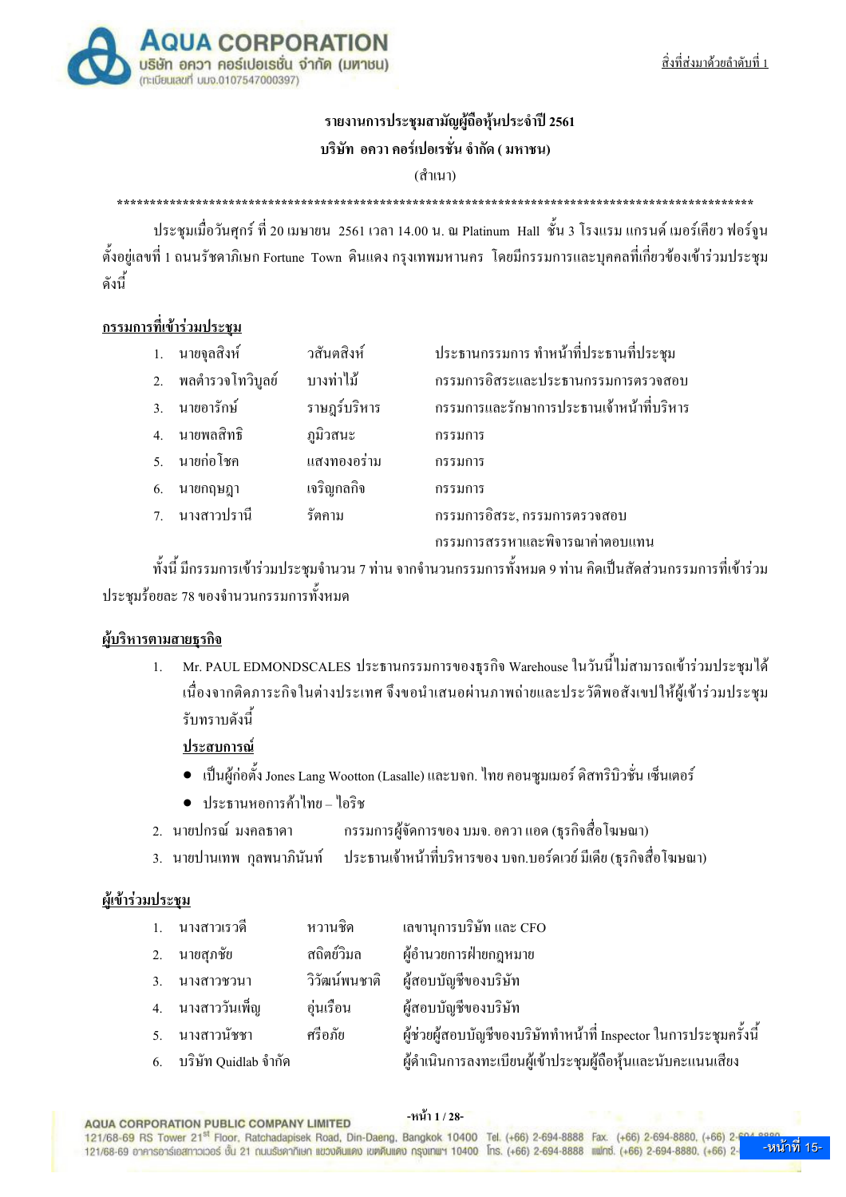สิ่งที่ส่งมาด้วยลำดับที่ 1

**รายงานการประชุมสามัญผู้ถือหุ้นประจำปี 2561**

**บริษัท อควา คอร์ปอเรชั่น จำกัด ( มหาชน)**

(สำเนา)

\*\*\*\*\*\*\*\*\*\*\*\*\*\*\*\*\*\*\*\*\*\*\*\*\*\*\*\*\*\*\*\*\*\*\*\*\*\*\*\*\*\*\*\*\*\*\*\*\*\*\*\*\*\*\*\*\*\*\*\*\*\*\*\*\*\*\*\*\*\*\*\*\*\*\*\*\*\*\*\*\*\*\*\*\*\*\*\*\*\*\*\*\*\*\*\*\*\*

ประชุมเมื่อวันศุกร์ ที่ 20 เมษายน 2561 เวลา 14.00 น. ณ Platinum Hall ชั้น 3 โรงแรม แกรนด์ เมอร์เคียว ฟอร์จูน ตั้งอยู่เลขที่ 1 ถนนรัชดาภิเษก Fortune Town ดินแดง กรุงเทพมหานคร โดยมีกรรมการและบุคคลที่เกี่ยวข้องเข้าร่วมประชุม ดังนี้

**กรรมการที่เข้าร่วมประชุม**

| | | | |
|---|---|---|---|
| 1. | นายจุลสิงห์ | วสันตสิงห์ | ประธานกรรมการ ทำหน้าที่ประธานที่ประชุม |
| 2. | พลตำรวจโทวิบูลย์ | บางท่าไม้ | กรรมการอิสระและประธานกรรมการตรวจสอบ |
| 3. | นายอารักษ์ | ราษฎร์บริหาร | กรรมการและรักษาการประธานเจ้าหน้าที่บริหาร |
| 4. | นายพลสิทธิ | ภูมิวสนะ | กรรมการ |
| 5. | นายก่อโชค | แสงทองอร่าม | กรรมการ |
| 6. | นายกฤษฎา | เจริญกลกิจ | กรรมการ |
| 7. | นางสาวปรานี | รัตคาม | กรรมการอิสระ, กรรมการตรวจสอบ กรรมการสรรหาและพิจารณาค่าตอบแทน |

ทั้งนี้ มีกรรมการเข้าร่วมประชุมจำนวน 7 ท่าน จากจำนวนกรรมการทั้งหมด 9 ท่าน คิดเป็นสัดส่วนกรรมการที่เข้าร่วมประชุมร้อยละ 78 ของจำนวนกรรมการทั้งหมด

**ผู้บริหารตามสายธุรกิจ**

1. Mr. PAUL EDMONDSCALES ประธานกรรมการของธุรกิจ Warehouse ในวันนี้ไม่สามารถเข้าร่วมประชุมได้ เนื่องจากติดภาระกิจในต่างประเทศ จึงขอนำเสนอผ่านภาพถ่ายและประวัติพอสังเขปให้ผู้เข้าร่วมประชุมรับทราบดังนี้

   **ประสบการณ์**

   - เป็นผู้ก่อตั้ง Jones Lang Wootton (Lasalle) และบจก. ไทย คอนซูมเมอร์ ดิสทริบิวชั่น เซ็นเตอร์
   - ประธานหอการค้าไทย – ไอริช

2. นายปกรณ์ มงคลธาดา กรรมการผู้จัดการของ บมจ. อควา แอด (ธุรกิจสื่อโฆษณา)
3. นายปานเทพ กุลพนาภินันท์ ประธานเจ้าหน้าที่บริหารของ บจก.บอร์ดเวย์ มีเดีย (ธุรกิจสื่อโฆษณา)

**ผู้เข้าร่วมประชุม**

| | | | |
|---|---|---|---|
| 1. | นางสาวเรวดี | หวานชิต | เลขานุการบริษัท และ CFO |
| 2. | นายสุภชัย | สถิตย์วิมล | ผู้อำนวยการฝ่ายกฎหมาย |
| 3. | นางสาวชวนา | วิวัฒน์พนชาติ | ผู้สอบบัญชีของบริษัท |
| 4. | นางสาววันเพ็ญ | อุ่นเรือน | ผู้สอบบัญชีของบริษัท |
| 5. | นางสาวนัชชา | ศรีอภัย | ผู้ช่วยผู้สอบบัญชีของบริษัททำหน้าที่ Inspector ในการประชุมครั้งนี้ |
| 6. | บริษัท Quidlab จำกัด | | ผู้ดำเนินการลงทะเบียนผู้เข้าประชุมผู้ถือหุ้นและนับคะแนนเสียง |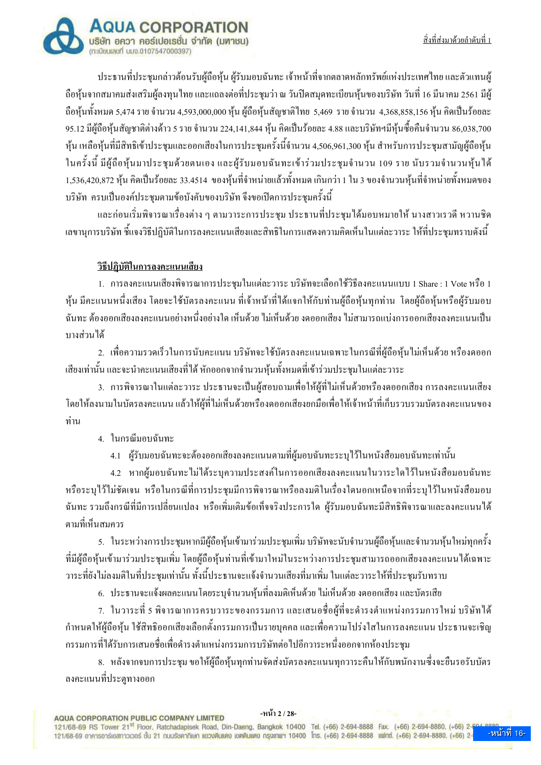ประธานที่ประชุมกล่าวต้อนรับผู้ถือหุ้น ผู้รับมอบฉันทะ เจ้าหน้าที่จากตลาดหลักทรัพย์แห่งประเทศไทย และตัวแทนผู้ถือหุ้นจากสมาคมส่งเสริมผู้ลงทุนไทย และแถลงต่อที่ประชุมว่า ณ วันปิดสมุดทะเบียนหุ้นของบริษัท วันที่ 16 มีนาคม 2561 มีผู้ถือหุ้นทั้งหมด 5,474 ราย จำนวน 4,593,000,000 หุ้น ผู้ถือหุ้นสัญชาติไทย 5,469 ราย จำนวน 4,368,858,156 หุ้น คิดเป็นร้อยละ 95.12 มีผู้ถือหุ้นสัญชาติต่างด้าว 5 ราย จำนวน 224,141,844 หุ้น คิดเป็นร้อยละ 4.88 และบริษัทฯมีหุ้นซื้อคืนจำนวน 86,038,700 หุ้น เหลือหุ้นที่มีสิทธิเข้าประชุมและออกเสียงในการประชุมครั้งนี้จำนวน 4,506,961,300 หุ้น สำหรับการประชุมสามัญผู้ถือหุ้นในครั้งนี้ มีผู้ถือหุ้นมาประชุมด้วยตนเอง และผู้รับมอบฉันทะเข้าร่วมประชุมจำนวน 109 ราย นับรวมจำนวนหุ้นได้ 1,536,420,872 หุ้น คิดเป็นร้อยละ 33.4514 ของหุ้นที่จำหน่ายแล้วทั้งหมด เกินกว่า 1 ใน 3 ของจำนวนหุ้นที่จำหน่ายทั้งหมดของบริษัท ครบเป็นองค์ประชุมตามข้อบังคับของบริษัท จึงขอเปิดการประชุมครั้งนี้

และก่อนเริ่มพิจารณาเรื่องต่าง ๆ ตามวาระการประชุม ประธานที่ประชุมได้มอบหมายให้ นางสาวเรวดี หวานชิด เลขานุการบริษัท ชี้แจงวิธีปฏิบัติในการลงคะแนนเสียงและสิทธิในการแสดงความคิดเห็นในแต่ละวาระ ให้ที่ประชุมทราบดังนี้

**วิธีปฏิบัติในการลงคะแนนเสียง**

1. การลงคะแนนเสียงพิจารณาการประชุมในแต่ละวาระ บริษัทจะเลือกใช้วิธีลงคะแนนแบบ 1 Share : 1 Vote หรือ 1 หุ้น มีคะแนนหนึ่งเสียง โดยจะใช้บัตรลงคะแนน ที่เจ้าหน้าที่ได้แจกให้กับท่านผู้ถือหุ้นทุกท่าน โดยผู้ถือหุ้นหรือผู้รับมอบฉันทะ ต้องออกเสียงลงคะแนนอย่างหนึ่งอย่างใด เห็นด้วย ไม่เห็นด้วย งดออกเสียง ไม่สามารถแบ่งการออกเสียงลงคะแนนเป็นบางส่วนได้

2. เพื่อความรวดเร็วในการนับคะแนน บริษัทจะใช้บัตรลงคะแนนเฉพาะในกรณีที่ผู้ถือหุ้นไม่เห็นด้วย หรืองดออกเสียงเท่านั้น และจะนำคะแนนเสียงที่ได้ หักออกจากจำนวนหุ้นทั้งหมดที่เข้าร่วมประชุมในแต่ละวาระ

3. การพิจารณาในแต่ละวาระ ประธานจะเป็นผู้สอบถามเพื่อให้ผู้ที่ไม่เห็นด้วยหรืองดออกเสียง การลงคะแนนเสียงโดยให้ลงนามในบัตรลงคะแนน แล้วให้ผู้ที่ไม่เห็นด้วยหรืองดออกเสียงยกมือเพื่อให้เจ้าหน้าที่เก็บรวบรวมบัตรลงคะแนนของท่าน

4. ในกรณีมอบฉันทะ

   4.1 ผู้รับมอบฉันทะจะต้องออกเสียงลงคะแนนตามที่ผู้มอบฉันทะระบุไว้ในหนังสือมอบฉันทะเท่านั้น

   4.2 หากผู้มอบฉันทะไม่ได้ระบุความประสงค์ในการออกเสียงลงคะแนนในวาระใดไว้ในหนังสือมอบฉันทะ หรือระบุไว้ไม่ชัดเจน หรือในกรณีที่การประชุมมีการพิจารณาหรือลงมติในเรื่องใดนอกเหนือจากที่ระบุไว้ในหนังสือมอบฉันทะ รวมถึงกรณีที่มีการเปลี่ยนแปลง หรือเพิ่มเติมข้อเท็จจริงประการใด ผู้รับมอบฉันทะมีสิทธิพิจารณาและลงคะแนนได้ตามที่เห็นสมควร

5. ในระหว่างการประชุมหากมีผู้ถือหุ้นเข้ามาร่วมประชุมเพิ่ม บริษัทจะนับจำนวนผู้ถือหุ้นและจำนวนหุ้นใหม่ทุกครั้งที่มีผู้ถือหุ้นเข้ามาร่วมประชุมเพิ่ม โดยผู้ถือหุ้นท่านที่เข้ามาใหม่ในระหว่างการประชุมสามารถออกเสียงลงคะแนนได้เฉพาะวาระที่ยังไม่ลงมติในที่ประชุมเท่านั้น ทั้งนี้ประธานจะแจ้งจำนวนเสียงที่มาเพิ่ม ในแต่ละวาระให้ที่ประชุมรับทราบ

6. ประธานจะแจ้งผลคะแนนโดยระบุจำนวนหุ้นที่ลงมติเห็นด้วย ไม่เห็นด้วย งดออกเสียง และบัตรเสีย

7. ในวาระที่ 5 พิจารณาการครบวาระของกรรมการ และเสนอชื่อผู้ที่จะดำรงตำแหน่งกรรมการใหม่ บริษัทได้กำหนดให้ผู้ถือหุ้น ใช้สิทธิออกเสียงเลือกตั้งกรรมการเป็นรายบุคคล และเพื่อความโปร่งใสในการลงคะแนน ประธานจะเชิญกรรมการที่ได้รับการเสนอชื่อเพื่อดำรงตำแหน่งกรรมการบริษัทต่อไปอีกวาระหนึ่งออกจากห้องประชุม

8. หลังจากจบการประชุม ขอให้ผู้ถือหุ้นทุกท่านจัดส่งบัตรลงคะแนนทุกวาระคืนให้กับพนักงานซึ่งจะยืนรอรับบัตรลงคะแนนที่ประตูทางออก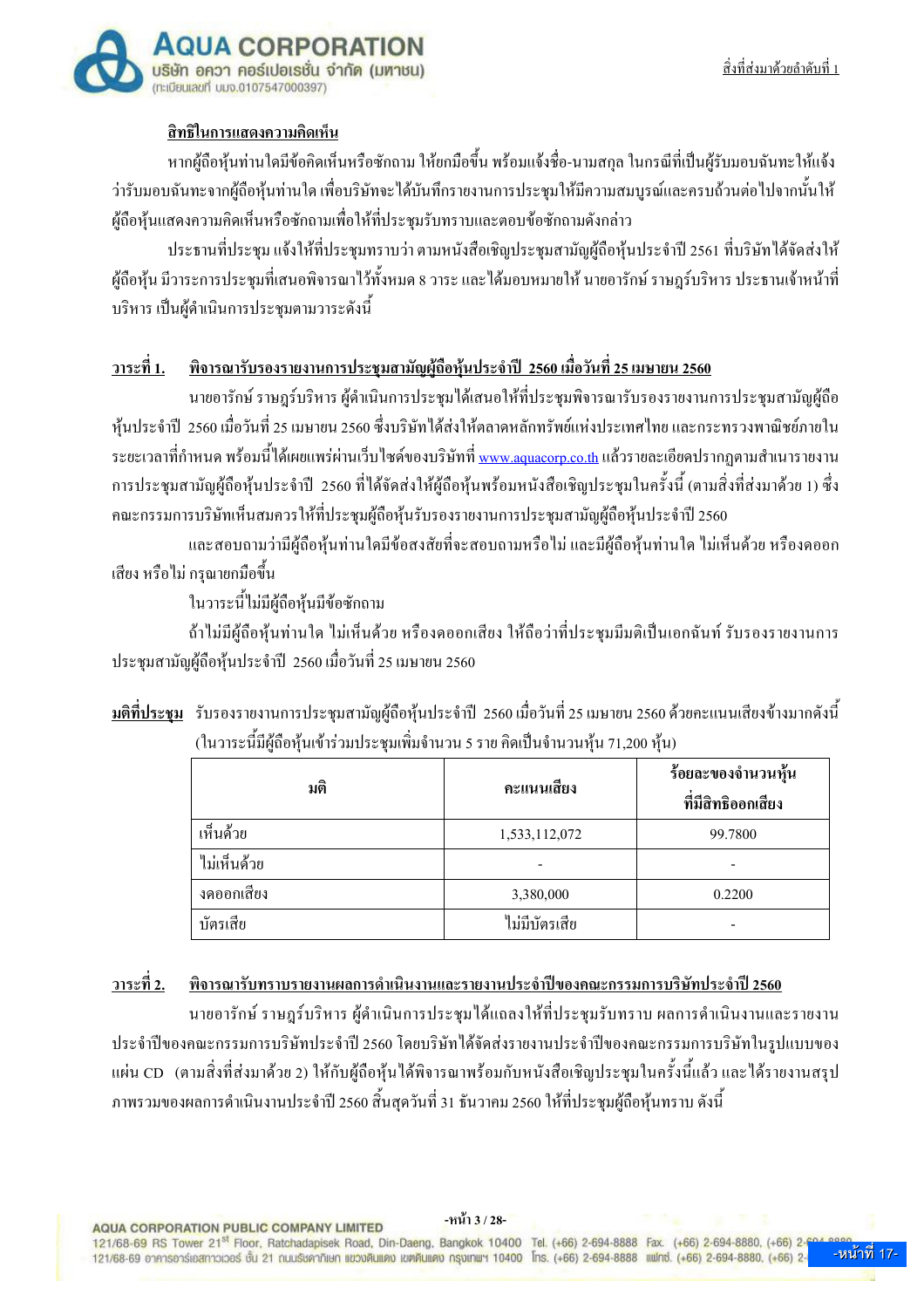สิ่งที่ส่งมาด้วยลำดับที่ 1

**สิทธิในการแสดงความคิดเห็น**

หากผู้ถือหุ้นท่านใดมีข้อคิดเห็นหรือซักถาม ให้ยกมือขึ้น พร้อมแจ้งชื่อ-นามสกุล ในกรณีที่เป็นผู้รับมอบฉันทะให้แจ้งว่ารับมอบฉันทะจากผู้ถือหุ้นท่านใด เพื่อบริษัทจะได้บันทึกรายงานการประชุมให้มีความสมบูรณ์และครบถ้วนต่อไปจากนั้นให้ผู้ถือหุ้นแสดงความคิดเห็นหรือซักถามเพื่อให้ที่ประชุมรับทราบและตอบข้อซักถามดังกล่าว

ประธานที่ประชุม แจ้งให้ที่ประชุมทราบว่า ตามหนังสือเชิญประชุมสามัญผู้ถือหุ้นประจำปี 2561 ที่บริษัทได้จัดส่งให้ผู้ถือหุ้น มีวาระการประชุมที่เสนอพิจารณาไว้ทั้งหมด 8 วาระ และได้มอบหมายให้ นายอารักษ์ ราษฎร์บริหาร ประธานเจ้าหน้าที่บริหาร เป็นผู้ดำเนินการประชุมตามวาระดังนี้

**วาระที่ 1. พิจารณารับรองรายงานการประชุมสามัญผู้ถือหุ้นประจำปี 2560 เมื่อวันที่ 25 เมษายน 2560**

นายอารักษ์ ราษฎร์บริหาร ผู้ดำเนินการประชุมได้เสนอให้ที่ประชุมพิจารณารับรองรายงานการประชุมสามัญผู้ถือหุ้นประจำปี 2560 เมื่อวันที่ 25 เมษายน 2560 ซึ่งบริษัทได้ส่งให้ตลาดหลักทรัพย์แห่งประเทศไทย และกระทรวงพาณิชย์ภายในระยะเวลาที่กำหนด พร้อมนี้ได้เผยแพร่ผ่านเว็บไซต์ของบริษัทที่ www.aquacorp.co.th แล้วรายละเอียดปรากฏตามสำเนารายงานการประชุมสามัญผู้ถือหุ้นประจำปี 2560 ที่ได้จัดส่งให้ผู้ถือหุ้นพร้อมหนังสือเชิญประชุมในครั้งนี้ (ตามสิ่งที่ส่งมาด้วย 1) ซึ่งคณะกรรมการบริษัทเห็นสมควรให้ที่ประชุมผู้ถือหุ้นรับรองรายงานการประชุมสามัญผู้ถือหุ้นประจำปี 2560

และสอบถามว่ามีผู้ถือหุ้นท่านใดมีข้อสงสัยที่จะสอบถามหรือไม่ และมีผู้ถือหุ้นท่านใด ไม่เห็นด้วย หรืองดออกเสียง หรือไม่ กรุณายกมือขึ้น

ในวาระนี้ไม่มีผู้ถือหุ้นมีข้อซักถาม

ถ้าไม่มีผู้ถือหุ้นท่านใด ไม่เห็นด้วย หรืองดออกเสียง ให้ถือว่าที่ประชุมมีมติเป็นเอกฉันท์ รับรองรายงานการประชุมสามัญผู้ถือหุ้นประจำปี 2560 เมื่อวันที่ 25 เมษายน 2560

**มติที่ประชุม** รับรองรายงานการประชุมสามัญผู้ถือหุ้นประจำปี 2560 เมื่อวันที่ 25 เมษายน 2560 ด้วยคะแนนเสียงข้างมากดังนี้ (ในวาระนี้มีผู้ถือหุ้นเข้าร่วมประชุมเพิ่มจำนวน 5 ราย คิดเป็นจำนวนหุ้น 71,200 หุ้น)

| มติ | คะแนนเสียง | ร้อยละของจำนวนหุ้นที่มีสิทธิออกเสียง |
|---|---|---|
| เห็นด้วย | 1,533,112,072 | 99.7800 |
| ไม่เห็นด้วย | - | - |
| งดออกเสียง | 3,380,000 | 0.2200 |
| บัตรเสีย | ไม่มีบัตรเสีย | - |

**วาระที่ 2. พิจารณารับทราบรายงานผลการดำเนินงานและรายงานประจำปีของคณะกรรมการบริษัทประจำปี 2560**

นายอารักษ์ ราษฎร์บริหาร ผู้ดำเนินการประชุมได้แถลงให้ที่ประชุมรับทราบ ผลการดำเนินงานและรายงานประจำปีของคณะกรรมการบริษัทประจำปี 2560 โดยบริษัทได้จัดส่งรายงานประจำปีของคณะกรรมการบริษัทในรูปแบบของแผ่น CD (ตามสิ่งที่ส่งมาด้วย 2) ให้กับผู้ถือหุ้นได้พิจารณาพร้อมกับหนังสือเชิญประชุมในครั้งนี้แล้ว และได้รายงานสรุปภาพรวมของผลการดำเนินงานประจำปี 2560 สิ้นสุดวันที่ 31 ธันวาคม 2560 ให้ที่ประชุมผู้ถือหุ้นทราบ ดังนี้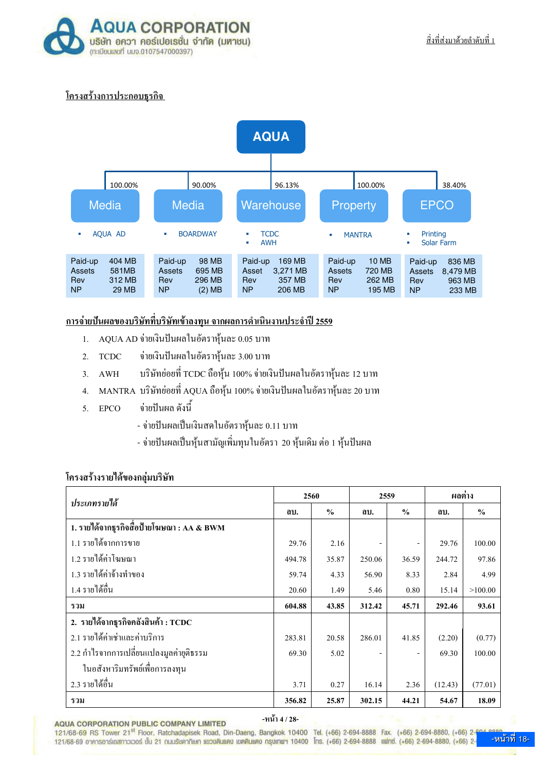สิ่งที่ส่งมาด้วยลำดับที่ 1

## โครงสร้างการประกอบธุรกิจ

AQUA

100.00%
Media
- AQUA AD

Paid-up 404 MB
Assets 581MB
Rev 312 MB
NP 29 MB

90.00%
Media
- BOARDWAY

Paid-up 98 MB
Assets 695 MB
Rev 296 MB
NP (2) MB

96.13%
Warehouse
- TCDC
- AWH

Paid-up 169 MB
Asset 3,271 MB
Rev 357 MB
NP 206 MB

100.00%
Property
- MANTRA

Paid-up 10 MB
Assets 720 MB
Rev 262 MB
NP 195 MB

38.40%
EPCO
- Printing
- Solar Farm

Paid-up 836 MB
Assets 8,479 MB
Rev 963 MB
NP 233 MB

## การจ่ายปันผลของบริษัทที่บริษัทเข้าลงทุน จากผลการดำเนินงานประจำปี 2559

1. AQUA AD จ่ายเงินปันผลในอัตราหุ้นละ 0.05 บาท
2. TCDC จ่ายเงินปันผลในอัตราหุ้นละ 3.00 บาท
3. AWH บริษัทย่อยที่ TCDC ถือหุ้น 100% จ่ายเงินปันผลในอัตราหุ้นละ 12 บาท
4. MANTRA บริษัทย่อยที่ AQUA ถือหุ้น 100% จ่ายเงินปันผลในอัตราหุ้นละ 20 บาท
5. EPCO จ่ายปันผล ดังนี้
   - จ่ายปันผลเป็นเงินสดในอัตราหุ้นละ 0.11 บาท
   - จ่ายปันผลเป็นหุ้นสามัญเพิ่มทุนในอัตรา 20 หุ้นเดิม ต่อ 1 หุ้นปันผล

## โครงสร้างรายได้ของกลุ่มบริษัท

| *ประเภทรายได้* | 2560 | | 2559 | | ผลต่าง | |
|---|---|---|---|---|---|---|
| | ลบ. | % | ลบ. | % | ลบ. | % |
| **1. รายได้จากธุรกิจสื่อป้ายโฆษณา : AA & BWM** | | | | | | |
| 1.1 รายได้จากการขาย | 29.76 | 2.16 | - | - | 29.76 | 100.00 |
| 1.2 รายได้ค่าโฆษณา | 494.78 | 35.87 | 250.06 | 36.59 | 244.72 | 97.86 |
| 1.3 รายได้ค่าจ้างทำของ | 59.74 | 4.33 | 56.90 | 8.33 | 2.84 | 4.99 |
| 1.4 รายได้อื่น | 20.60 | 1.49 | 5.46 | 0.80 | 15.14 | >100.00 |
| **รวม** | **604.88** | **43.85** | **312.42** | **45.71** | **292.46** | **93.61** |
| **2. รายได้จากธุรกิจคลังสินค้า : TCDC** | | | | | | |
| 2.1 รายได้ค่าเช่าและค่าบริการ | 283.81 | 20.58 | 286.01 | 41.85 | (2.20) | (0.77) |
| 2.2 กำไรจากการเปลี่ยนแปลงมูลค่ายุติธรรมในอสังหาริมทรัพย์เพื่อการลงทุน | 69.30 | 5.02 | - | - | 69.30 | 100.00 |
| 2.3 รายได้อื่น | 3.71 | 0.27 | 16.14 | 2.36 | (12.43) | (77.01) |
| **รวม** | **356.82** | **25.87** | **302.15** | **44.21** | **54.67** | **18.09** |

-หน้าที่ 18-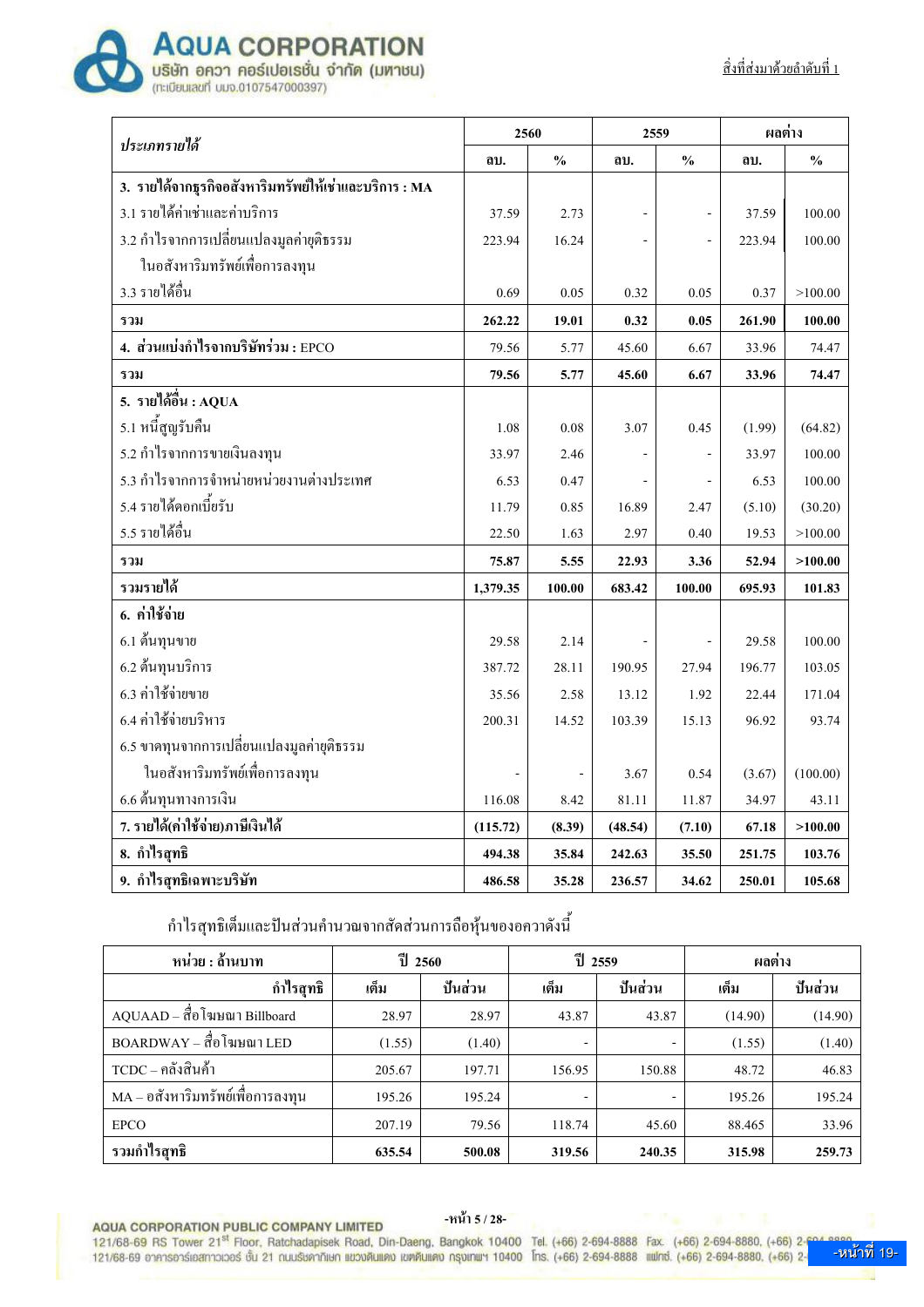| ประเภทรายได้ | 2560 | | 2559 | | ผลต่าง | |
|---|---|---|---|---|---|---|
| | ลบ. | % | ลบ. | % | ลบ. | % |
| **3. รายได้จากธุรกิจอสังหาริมทรัพย์ให้เช่าและบริการ : MA** | | | | | | |
| 3.1 รายได้ค่าเช่าและค่าบริการ | 37.59 | 2.73 | - | - | 37.59 | 100.00 |
| 3.2 กำไรจากการเปลี่ยนแปลงมูลค่ายุติธรรม ในอสังหาริมทรัพย์เพื่อการลงทุน | 223.94 | 16.24 | - | - | 223.94 | 100.00 |
| 3.3 รายได้อื่น | 0.69 | 0.05 | 0.32 | 0.05 | 0.37 | >100.00 |
| **รวม** | **262.22** | **19.01** | **0.32** | **0.05** | **261.90** | **100.00** |
| **4. ส่วนแบ่งกำไรจากบริษัทร่วม : EPCO** | 79.56 | 5.77 | 45.60 | 6.67 | 33.96 | 74.47 |
| **รวม** | **79.56** | **5.77** | **45.60** | **6.67** | **33.96** | **74.47** |
| **5. รายได้อื่น : AQUA** | | | | | | |
| 5.1 หนี้สูญรับคืน | 1.08 | 0.08 | 3.07 | 0.45 | (1.99) | (64.82) |
| 5.2 กำไรจากการขายเงินลงทุน | 33.97 | 2.46 | - | - | 33.97 | 100.00 |
| 5.3 กำไรจากการจำหน่ายหน่วยงานต่างประเทศ | 6.53 | 0.47 | - | - | 6.53 | 100.00 |
| 5.4 รายได้ดอกเบี้ยรับ | 11.79 | 0.85 | 16.89 | 2.47 | (5.10) | (30.20) |
| 5.5 รายได้อื่น | 22.50 | 1.63 | 2.97 | 0.40 | 19.53 | >100.00 |
| **รวม** | **75.87** | **5.55** | **22.93** | **3.36** | **52.94** | **>100.00** |
| **รวมรายได้** | **1,379.35** | **100.00** | **683.42** | **100.00** | **695.93** | **101.83** |
| **6. ค่าใช้จ่าย** | | | | | | |
| 6.1 ต้นทุนขาย | 29.58 | 2.14 | - | - | 29.58 | 100.00 |
| 6.2 ต้นทุนบริการ | 387.72 | 28.11 | 190.95 | 27.94 | 196.77 | 103.05 |
| 6.3 ค่าใช้จ่ายขาย | 35.56 | 2.58 | 13.12 | 1.92 | 22.44 | 171.04 |
| 6.4 ค่าใช้จ่ายบริหาร | 200.31 | 14.52 | 103.39 | 15.13 | 96.92 | 93.74 |
| 6.5 ขาดทุนจากการเปลี่ยนแปลงมูลค่ายุติธรรม ในอสังหาริมทรัพย์เพื่อการลงทุน | - | - | 3.67 | 0.54 | (3.67) | (100.00) |
| 6.6 ต้นทุนทางการเงิน | 116.08 | 8.42 | 81.11 | 11.87 | 34.97 | 43.11 |
| **7. รายได้(ค่าใช้จ่าย)ภาษีเงินได้** | **(115.72)** | **(8.39)** | **(48.54)** | **(7.10)** | **67.18** | **>100.00** |
| **8. กำไรสุทธิ** | **494.38** | **35.84** | **242.63** | **35.50** | **251.75** | **103.76** |
| **9. กำไรสุทธิเฉพาะบริษัท** | **486.58** | **35.28** | **236.57** | **34.62** | **250.01** | **105.68** |

กำไรสุทธิเต็มและปันส่วนคำนวณจากสัดส่วนการถือหุ้นของอควาดังนี้

| หน่วย : ล้านบาท | ปี 2560 | | ปี 2559 | | ผลต่าง | |
|---|---|---|---|---|---|---|
| กำไรสุทธิ | เต็ม | ปันส่วน | เต็ม | ปันส่วน | เต็ม | ปันส่วน |
| AQUAAD – สื่อโฆษณา Billboard | 28.97 | 28.97 | 43.87 | 43.87 | (14.90) | (14.90) |
| BOARDWAY – สื่อโฆษณา LED | (1.55) | (1.40) | - | - | (1.55) | (1.40) |
| TCDC – คลังสินค้า | 205.67 | 197.71 | 156.95 | 150.88 | 48.72 | 46.83 |
| MA – อสังหาริมทรัพย์เพื่อการลงทุน | 195.26 | 195.24 | - | - | 195.26 | 195.24 |
| EPCO | 207.19 | 79.56 | 118.74 | 45.60 | 88.465 | 33.96 |
| **รวมกำไรสุทธิ** | **635.54** | **500.08** | **319.56** | **240.35** | **315.98** | **259.73** |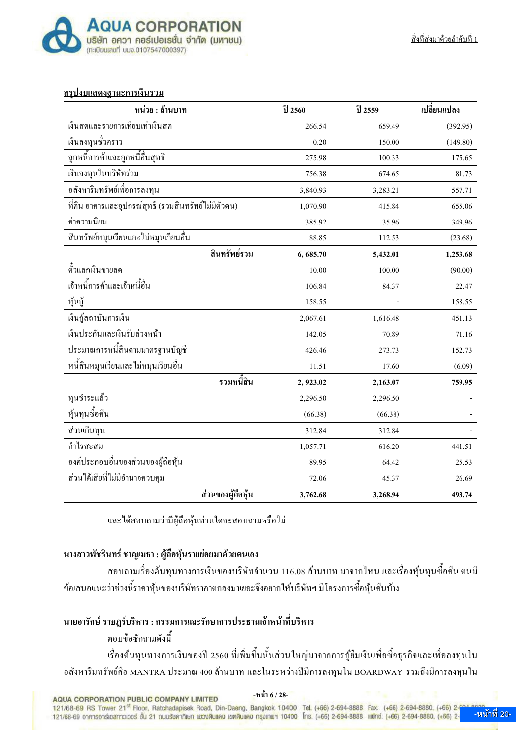สิ่งที่ส่งมาด้วยลำดับที่ 1

**สรุปงบแสดงฐานะการเงินรวม**

| หน่วย : ล้านบาท | ปี 2560 | ปี 2559 | เปลี่ยนแปลง |
|---|---|---|---|
| เงินสดและรายการเทียบเท่าเงินสด | 266.54 | 659.49 | (392.95) |
| เงินลงทุนชั่วคราว | 0.20 | 150.00 | (149.80) |
| ลูกหนี้การค้าและลูกหนี้อื่นสุทธิ | 275.98 | 100.33 | 175.65 |
| เงินลงทุนในบริษัทร่วม | 756.38 | 674.65 | 81.73 |
| อสังหาริมทรัพย์เพื่อการลงทุน | 3,840.93 | 3,283.21 | 557.71 |
| ที่ดิน อาคารและอุปกรณ์สุทธิ (รวมสินทรัพย์ไม่มีตัวตน) | 1,070.90 | 415.84 | 655.06 |
| ค่าความนิยม | 385.92 | 35.96 | 349.96 |
| สินทรัพย์หมุนเวียนและไม่หมุนเวียนอื่น | 88.85 | 112.53 | (23.68) |
| **สินทรัพย์รวม** | **6, 685.70** | **5,432.01** | **1,253.68** |
| ตั๋วแลกเงินขายลด | 10.00 | 100.00 | (90.00) |
| เจ้าหนี้การค้าและเจ้าหนี้อื่น | 106.84 | 84.37 | 22.47 |
| หุ้นกู้ | 158.55 | - | 158.55 |
| เงินกู้สถาบันการเงิน | 2,067.61 | 1,616.48 | 451.13 |
| เงินประกันและเงินรับล่วงหน้า | 142.05 | 70.89 | 71.16 |
| ประมาณการหนี้สินตามมาตรฐานบัญชี | 426.46 | 273.73 | 152.73 |
| หนี้สินหมุนเวียนและไม่หมุนเวียนอื่น | 11.51 | 17.60 | (6.09) |
| **รวมหนี้สิน** | **2, 923.02** | **2,163.07** | **759.95** |
| ทุนชำระแล้ว | 2,296.50 | 2,296.50 | - |
| หุ้นทุนซื้อคืน | (66.38) | (66.38) | - |
| ส่วนเกินทุน | 312.84 | 312.84 | - |
| กำไรสะสม | 1,057.71 | 616.20 | 441.51 |
| องค์ประกอบอื่นของส่วนของผู้ถือหุ้น | 89.95 | 64.42 | 25.53 |
| ส่วนได้เสียที่ไม่มีอำนาจควบคุม | 72.06 | 45.37 | 26.69 |
| **ส่วนของผู้ถือหุ้น** | **3,762.68** | **3,268.94** | **493.74** |

และได้สอบถามว่ามีผู้ถือหุ้นท่านใดจะสอบถามหรือไม่

**นางสาวพัชรินทร์ ชาญเมธา : ผู้ถือหุ้นรายย่อยมาด้วยตนเอง**

สอบถามเรื่องต้นทุนทางการเงินของบริษัทจำนวน 116.08 ล้านบาท มาจากไหน และเรื่องหุ้นทุนซื้อคืน ตนมีข้อเสนอแนะว่าช่วงนี้ราคาหุ้นของบริษัทราคาตกลงมาเยอะจึงอยากให้บริษัทฯ มีโครงการซื้อหุ้นคืนบ้าง

**นายอารักษ์ ราษฎร์บริหาร : กรรมการและรักษาการประธานเจ้าหน้าที่บริหาร**

ตอบข้อซักถามดังนี้

เรื่องต้นทุนทางการเงินของปี 2560 ที่เพิ่มขึ้นนั้นส่วนใหญ่มาจากการกู้ยืมเงินเพื่อซื้อธุรกิจและเพื่อลงทุนในอสังหาริมทรัพย์คือ MANTRA ประมาณ 400 ล้านบาท และในระหว่างปีมีการลงทุนใน BOARDWAY รวมถึงมีการลงทุนใน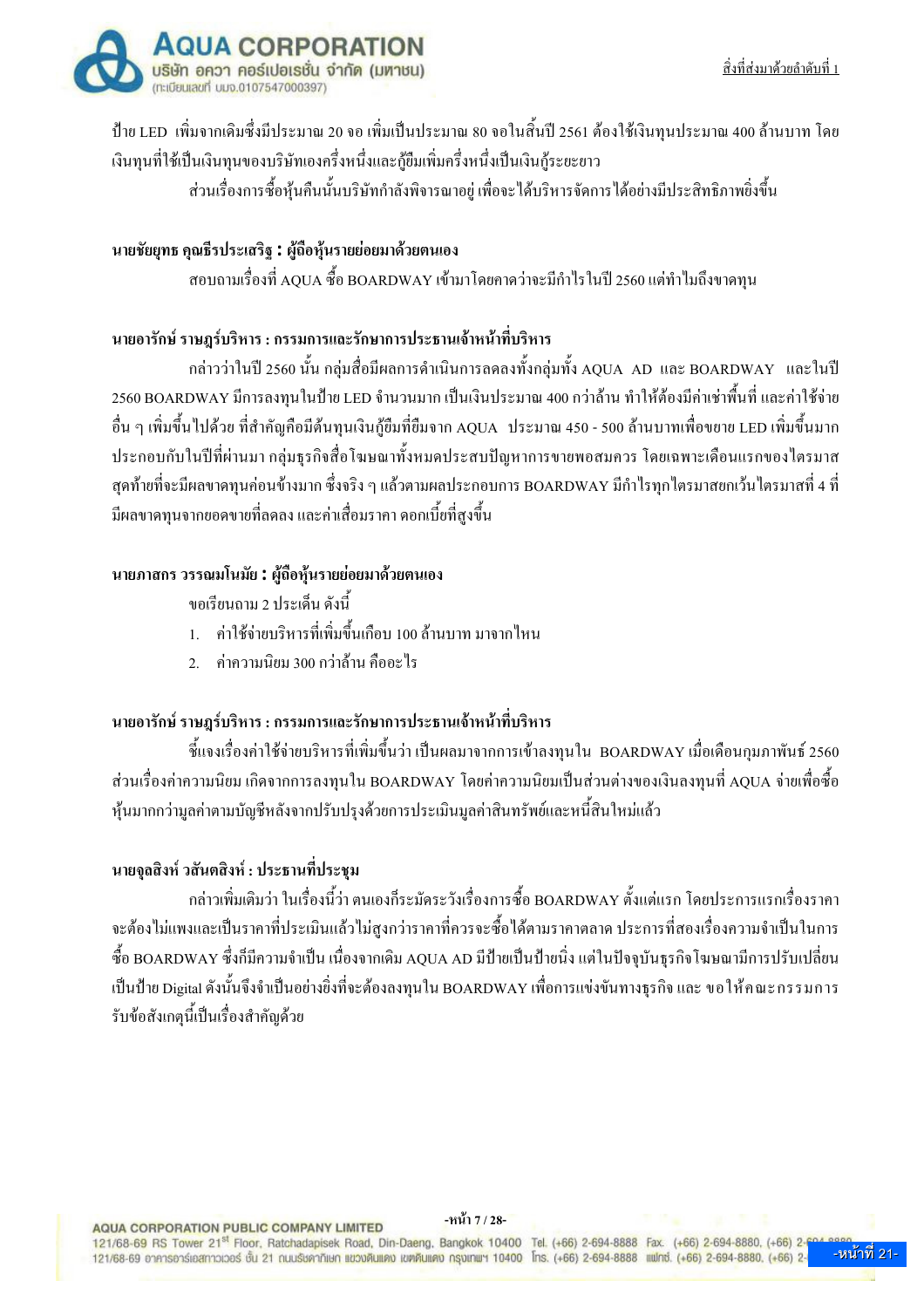ป้าย LED เพิ่มจากเดิมซึ่งมีประมาณ 20 จอ เพิ่มเป็นประมาณ 80 จอในสิ้นปี 2561 ต้องใช้เงินทุนประมาณ 400 ล้านบาท โดยเงินทุนที่ใช้เป็นเงินทุนของบริษัทเองครึ่งหนึ่งและกู้ยืมเพิ่มครึ่งหนึ่งเป็นเงินกู้ระยะยาว

ส่วนเรื่องการซื้อหุ้นคืนนั้นบริษัทกำลังพิจารณาอยู่ เพื่อจะได้บริหารจัดการได้อย่างมีประสิทธิภาพยิ่งขึ้น

**นายชัยยุทธ คุณธีรประเสริฐ : ผู้ถือหุ้นรายย่อยมาด้วยตนเอง**

สอบถามเรื่องที่ AQUA ซื้อ BOARDWAY เข้ามาโดยคาดว่าจะมีกำไรในปี 2560 แต่ทำไมถึงขาดทุน

**นายอารักษ์ ราษฎร์บริหาร : กรรมการและรักษาการประธานเจ้าหน้าที่บริหาร**

กล่าวว่าในปี 2560 นั้น กลุ่มสื่อมีผลการดำเนินการลดลงทั้งกลุ่มทั้ง AQUA AD และ BOARDWAY และในปี 2560 BOARDWAY มีการลงทุนในป้าย LED จำนวนมาก เป็นเงินประมาณ 400 กว่าล้าน ทำให้ต้องมีค่าเช่าพื้นที่ และค่าใช้จ่ายอื่น ๆ เพิ่มขึ้นไปด้วย ที่สำคัญคือมีต้นทุนเงินกู้ยืมที่ยืมจาก AQUA ประมาณ 450 - 500 ล้านบาทเพื่อขยาย LED เพิ่มขึ้นมาก ประกอบกับในปีที่ผ่านมา กลุ่มธุรกิจสื่อโฆษณาทั้งหมดประสบปัญหาการขายพอสมควร โดยเฉพาะเดือนแรกของไตรมาสสุดท้ายที่จะมีผลขาดทุนค่อนข้างมาก ซึ่งจริง ๆ แล้วตามผลประกอบการ BOARDWAY มีกำไรทุกไตรมาสยกเว้นไตรมาสที่ 4 ที่มีผลขาดทุนจากยอดขายที่ลดลง และค่าเสื่อมราคา ดอกเบี้ยที่สูงขึ้น

**นายภาสกร วรรณมโนมัย : ผู้ถือหุ้นรายย่อยมาด้วยตนเอง**

ขอเรียนถาม 2 ประเด็น ดังนี้

1. ค่าใช้จ่ายบริหารที่เพิ่มขึ้นเกือบ 100 ล้านบาท มาจากไหน
2. ค่าความนิยม 300 กว่าล้าน คืออะไร

**นายอารักษ์ ราษฎร์บริหาร : กรรมการและรักษาการประธานเจ้าหน้าที่บริหาร**

ชี้แจงเรื่องค่าใช้จ่ายบริหารที่เพิ่มขึ้นว่า เป็นผลมาจากการเข้าลงทุนใน BOARDWAY เมื่อเดือนกุมภาพันธ์ 2560 ส่วนเรื่องค่าความนิยม เกิดจากการลงทุนใน BOARDWAY โดยค่าความนิยมเป็นส่วนต่างของเงินลงทุนที่ AQUA จ่ายเพื่อซื้อหุ้นมากกว่ามูลค่าตามบัญชีหลังจากปรับปรุงด้วยการประเมินมูลค่าสินทรัพย์และหนี้สินใหม่แล้ว

**นายจุลสิงห์ วสันตสิงห์ : ประธานที่ประชุม**

กล่าวเพิ่มเติมว่า ในเรื่องนี้ว่า ตนเองก็ระมัดระวังเรื่องการซื้อ BOARDWAY ตั้งแต่แรก โดยประการแรกเรื่องราคาจะต้องไม่แพงและเป็นราคาที่ประเมินแล้วไม่สูงกว่าราคาที่ควรจะซื้อได้ตามราคาตลาด ประการที่สองเรื่องความจำเป็นในการซื้อ BOARDWAY ซึ่งก็มีความจำเป็น เนื่องจากเดิม AQUA AD มีป้ายเป็นป้ายนิ่ง แต่ในปัจจุบันธุรกิจโฆษณามีการปรับเปลี่ยนเป็นป้าย Digital ดังนั้นจึงจำเป็นอย่างยิ่งที่จะต้องลงทุนใน BOARDWAY เพื่อการแข่งขันทางธุรกิจ และ ขอให้คณะกรรมการรับข้อสังเกตุนี้เป็นเรื่องสำคัญด้วย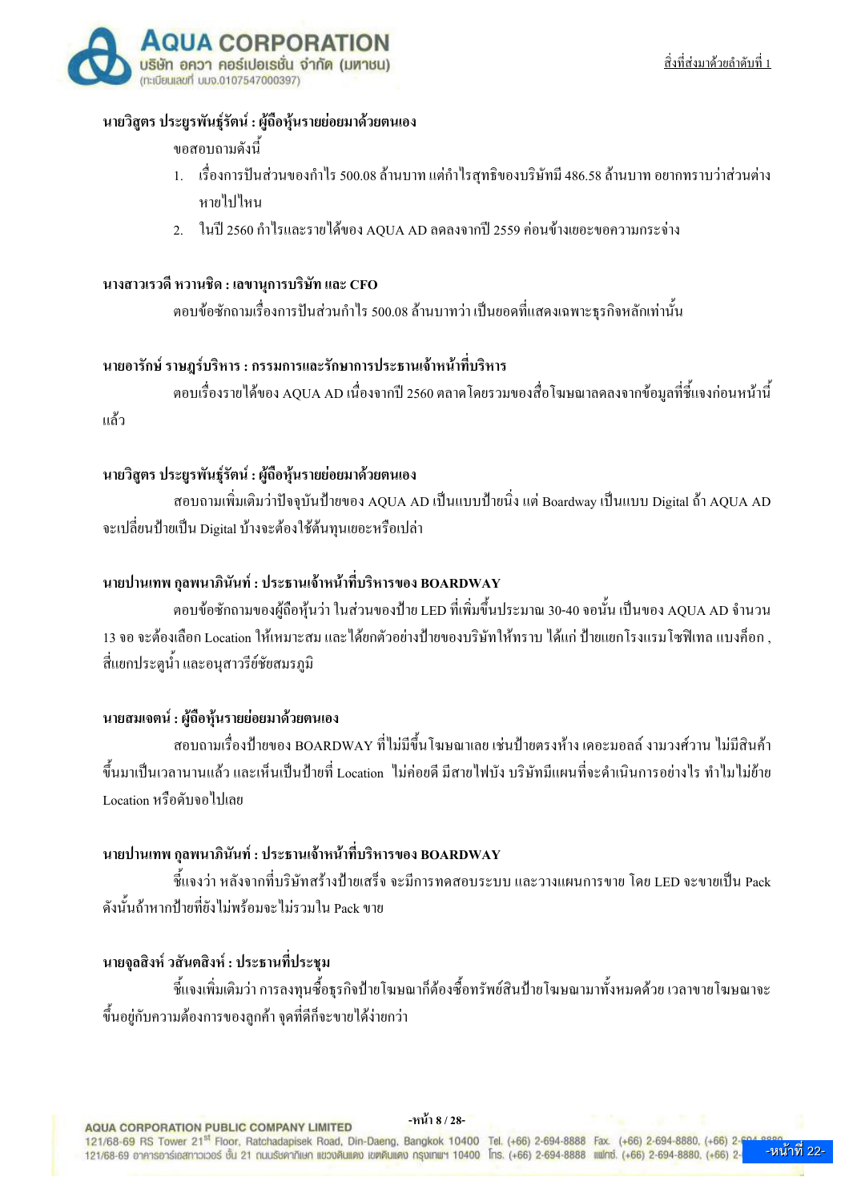สิ่งที่ส่งมาด้วยลำดับที่ 1

**นายวิสูตร ประยูรพันธุ์รัตน์ : ผู้ถือหุ้นรายย่อยมาด้วยตนเอง**

ขอสอบถามดังนี้

1. เรื่องการปันส่วนของกำไร 500.08 ล้านบาท แต่กำไรสุทธิของบริษัทมี 486.58 ล้านบาท อยากทราบว่าส่วนต่างหายไปไหน
2. ในปี 2560 กำไรและรายได้ของ AQUA AD ลดลงจากปี 2559 ค่อนข้างเยอะขอความกระจ่าง

**นางสาวเรวดี หวานชิด : เลขานุการบริษัท และ CFO**

ตอบข้อซักถามเรื่องการปันส่วนกำไร 500.08 ล้านบาทว่า เป็นยอดที่แสดงเฉพาะธุรกิจหลักเท่านั้น

**นายอารักษ์ ราษฎร์บริหาร : กรรมการและรักษาการประธานเจ้าหน้าที่บริหาร**

ตอบเรื่องรายได้ของ AQUA AD เนื่องจากปี 2560 ตลาดโดยรวมของสื่อโฆษณาลดลงจากข้อมูลที่ชี้แจงก่อนหน้านี้แล้ว

**นายวิสูตร ประยูรพันธุ์รัตน์ : ผู้ถือหุ้นรายย่อยมาด้วยตนเอง**

สอบถามเพิ่มเติมว่าปัจจุบันป้ายของ AQUA AD เป็นแบบป้ายนิ่ง แต่ Boardway เป็นแบบ Digital ถ้า AQUA AD จะเปลี่ยนป้ายเป็น Digital บ้างจะต้องใช้ต้นทุนเยอะหรือเปล่า

**นายปานเทพ กุลพนาภินันท์ : ประธานเจ้าหน้าที่บริหารของ BOARDWAY**

ตอบข้อซักถามของผู้ถือหุ้นว่า ในส่วนของป้าย LED ที่เพิ่มขึ้นประมาณ 30-40 จอนั้น เป็นของ AQUA AD จำนวน 13 จอ จะต้องเลือก Location ให้เหมาะสม และได้ยกตัวอย่างป้ายของบริษัทให้ทราบ ได้แก่ ป้ายแยกโรงแรมโซฟิเทล แบงค็อก , สี่แยกประตูน้ำ และอนุสาวรีย์ชัยสมรภูมิ

**นายสมเจตน์ : ผู้ถือหุ้นรายย่อยมาด้วยตนเอง**

สอบถามเรื่องป้ายของ BOARDWAY ที่ไม่มีขึ้นโฆษณาเลย เช่นป้ายตรงห้าง เดอะมอลล์ งามวงศ์วาน ไม่มีสินค้าขึ้นมาเป็นเวลานานแล้ว และเห็นเป็นป้ายที่ Location ไม่ค่อยดี มีสายไฟบัง บริษัทมีแผนที่จะดำเนินการอย่างไร ทำไมไม่ย้าย Location หรือดับจอไปเลย

**นายปานเทพ กุลพนาภินันท์ : ประธานเจ้าหน้าที่บริหารของ BOARDWAY**

ชี้แจงว่า หลังจากที่บริษัทสร้างป้ายเสร็จ จะมีการทดสอบระบบ และวางแผนการขาย โดย LED จะขายเป็น Pack ดังนั้นถ้าหากป้ายที่ยังไม่พร้อมจะไม่รวมใน Pack ขาย

**นายจุลสิงห์ วสันตสิงห์ : ประธานที่ประชุม**

ชี้แจงเพิ่มเติมว่า การลงทุนซื้อธุรกิจป้ายโฆษณาก็ต้องซื้อทรัพย์สินป้ายโฆษณามาทั้งหมดด้วย เวลาขายโฆษณาจะขึ้นอยู่กับความต้องการของลูกค้า จุดที่ดีก็จะขายได้ง่ายกว่า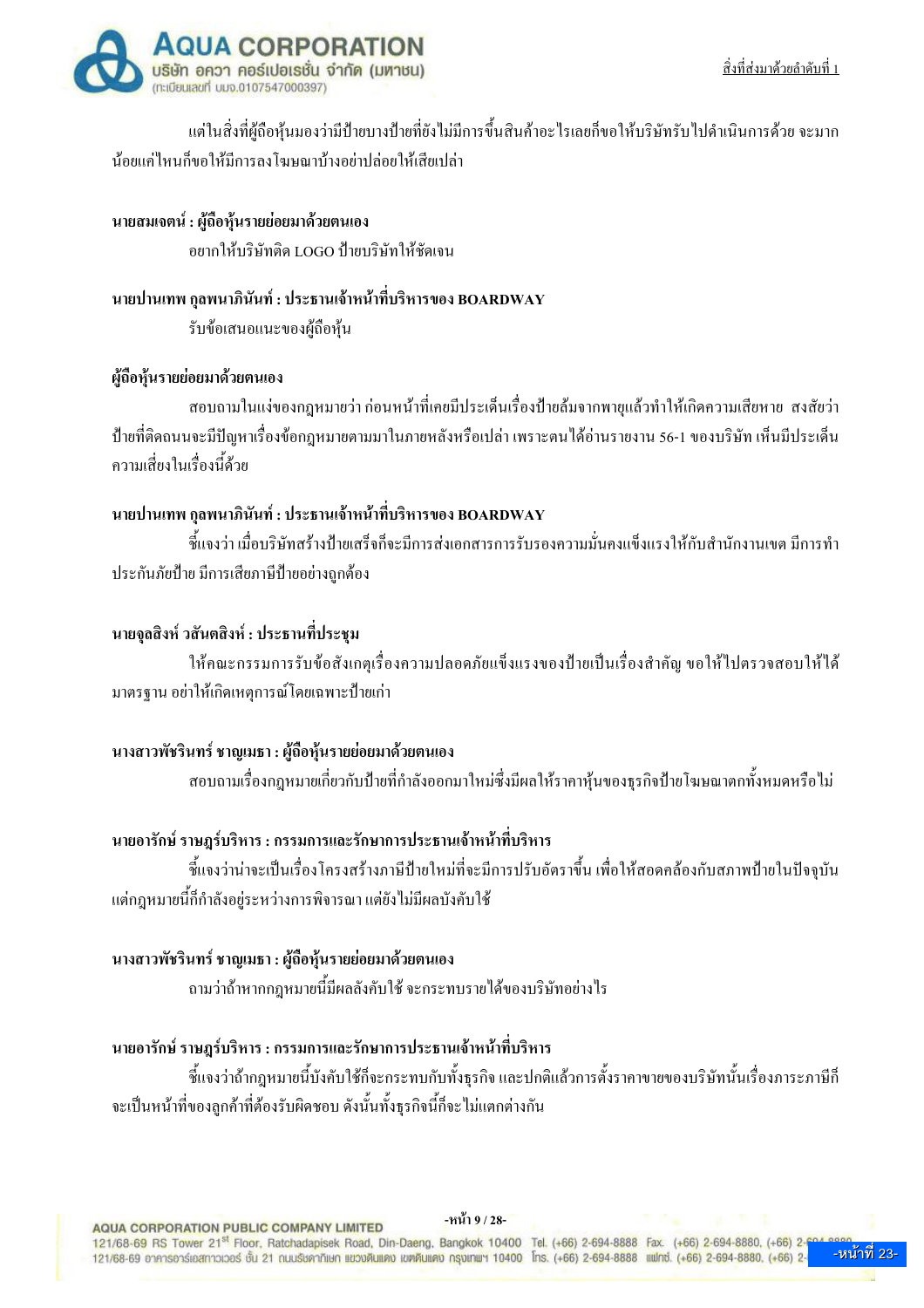แต่ในสิ่งที่ผู้ถือหุ้นมองว่ามีป้ายบางป้ายที่ยังไม่มีการขึ้นสินค้าอะไรเลยก็ขอให้บริษัทรับไปดำเนินการด้วย จะมากน้อยแค่ไหนก็ขอให้มีการลงโฆษณาบ้างอย่าปล่อยให้เสียเปล่า

**นายสมเจตน์ : ผู้ถือหุ้นรายย่อยมาด้วยตนเอง**

อยากให้บริษัทติด LOGO ป้ายบริษัทให้ชัดเจน

**นายปานเทพ กุลพนาภินันท์ : ประธานเจ้าหน้าที่บริหารของ BOARDWAY**

รับข้อเสนอแนะของผู้ถือหุ้น

**ผู้ถือหุ้นรายย่อยมาด้วยตนเอง**

สอบถามในแง่ของกฎหมายว่า ก่อนหน้าที่เคยมีประเด็นเรื่องป้ายล้มจากพายุแล้วทำให้เกิดความเสียหาย สงสัยว่าป้ายที่ติดถนนจะมีปัญหาเรื่องข้อกฎหมายตามมาในภายหลังหรือเปล่า เพราะตนได้อ่านรายงาน 56-1 ของบริษัท เห็นมีประเด็นความเสี่ยงในเรื่องนี้ด้วย

**นายปานเทพ กุลพนาภินันท์ : ประธานเจ้าหน้าที่บริหารของ BOARDWAY**

ชี้แจงว่า เมื่อบริษัทสร้างป้ายเสร็จก็จะมีการส่งเอกสารการรับรองความมั่นคงแข็งแรงให้กับสำนักงานเขต มีการทำประกันภัยป้าย มีการเสียภาษีป้ายอย่างถูกต้อง

**นายจุลสิงห์ วสันตสิงห์ : ประธานที่ประชุม**

ให้คณะกรรมการรับข้อสังเกตุเรื่องความปลอดภัยแข็งแรงของป้ายเป็นเรื่องสำคัญ ขอให้ไปตรวจสอบให้ได้มาตรฐาน อย่าให้เกิดเหตุการณ์โดยเฉพาะป้ายเก่า

**นางสาวพัชรินทร์ ชาญเมธา : ผู้ถือหุ้นรายย่อยมาด้วยตนเอง**

สอบถามเรื่องกฎหมายเกี่ยวกับป้ายที่กำลังออกมาใหม่ซึ่งมีผลให้ราคาหุ้นของธุรกิจป้ายโฆษณาตกทั้งหมดหรือไม่

**นายอารักษ์ ราษฎร์บริหาร : กรรมการและรักษาการประธานเจ้าหน้าที่บริหาร**

ชี้แจงว่าน่าจะเป็นเรื่องโครงสร้างภาษีป้ายใหม่ที่จะมีการปรับอัตราขึ้น เพื่อให้สอดคล้องกับสภาพป้ายในปัจจุบัน แต่กฎหมายนี้ก็กำลังอยู่ระหว่างการพิจารณา แต่ยังไม่มีผลบังคับใช้

**นางสาวพัชรินทร์ ชาญเมธา : ผู้ถือหุ้นรายย่อยมาด้วยตนเอง**

ถามว่าถ้าหากกฎหมายนี้มีผลลังคับใช้ จะกระทบรายได้ของบริษัทอย่างไร

**นายอารักษ์ ราษฎร์บริหาร : กรรมการและรักษาการประธานเจ้าหน้าที่บริหาร**

ชี้แจงว่าถ้ากฎหมายนี้บังคับใช้ก็จะกระทบกับทั้งธุรกิจ และปกติแล้วการตั้งราคาขายของบริษัทนั้นเรื่องภาระภาษีก็จะเป็นหน้าที่ของลูกค้าที่ต้องรับผิดชอบ ดังนั้นทั้งธุรกิจนี้ก็จะไม่แตกต่างกัน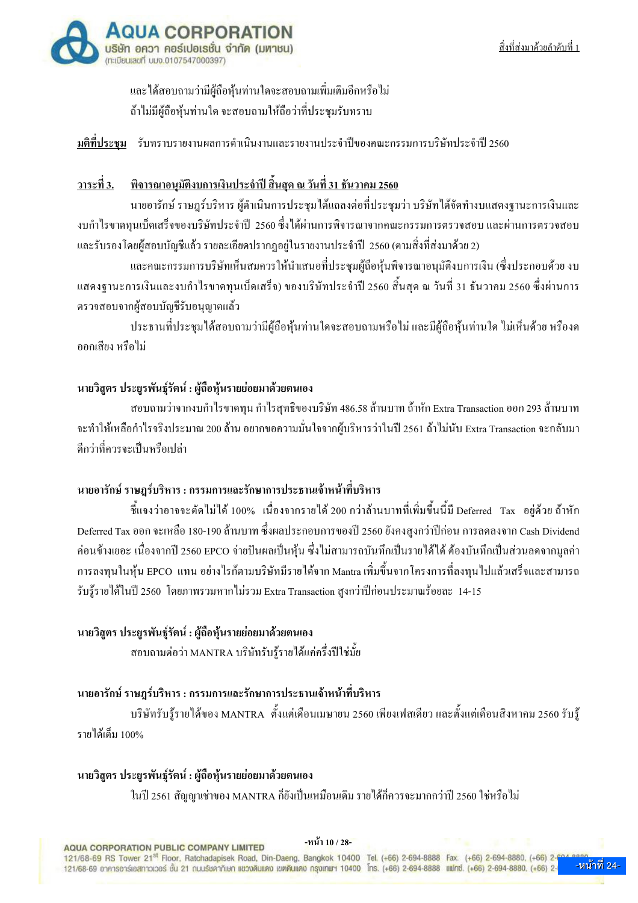และได้สอบถามว่ามีผู้ถือหุ้นท่านใดจะสอบถามเพิ่มเติมอีกหรือไม่ ถ้าไม่มีผู้ถือหุ้นท่านใด จะสอบถามให้ถือว่าที่ประชุมรับทราบ

**มติที่ประชุม** รับทราบรายงานผลการดำเนินงานและรายงานประจำปีของคณะกรรมการบริษัทประจำปี 2560

**วาระที่ 3. พิจารณาอนุมัติงบการเงินประจำปี สิ้นสุด ณ วันที่ 31 ธันวาคม 2560**

นายอารักษ์ ราษฎร์บริหาร ผู้ดำเนินการประชุมได้แถลงต่อที่ประชุมว่า บริษัทได้จัดทำงบแสดงฐานะการเงินและงบกำไรขาดทุนเบ็ดเสร็จของบริษัทประจำปี 2560 ซึ่งได้ผ่านการพิจารณาจากคณะกรรมการตรวจสอบ และผ่านการตรวจสอบและรับรองโดยผู้สอบบัญชีแล้ว รายละเอียดปรากฏอยู่ในรายงานประจำปี 2560 (ตามสิ่งที่ส่งมาด้วย 2)

และคณะกรรมการบริษัทเห็นสมควรให้นำเสนอที่ประชุมผู้ถือหุ้นพิจารณาอนุมัติงบการเงิน (ซึ่งประกอบด้วย งบแสดงฐานะการเงินและงบกำไรขาดทุนเบ็ดเสร็จ) ของบริษัทประจำปี 2560 สิ้นสุด ณ วันที่ 31 ธันวาคม 2560 ซึ่งผ่านการตรวจสอบจากผู้สอบบัญชีรับอนุญาตแล้ว

ประธานที่ประชุมได้สอบถามว่ามีผู้ถือหุ้นท่านใดจะสอบถามหรือไม่ และมีผู้ถือหุ้นท่านใด ไม่เห็นด้วย หรืองดออกเสียง หรือไม่

**นายวิสูตร ประยูรพันธุ์รัตน์ : ผู้ถือหุ้นรายย่อยมาด้วยตนเอง**

สอบถามว่าจากงบกำไรขาดทุน กำไรสุทธิของบริษัท 486.58 ล้านบาท ถ้าหัก Extra Transaction ออก 293 ล้านบาท จะทำให้เหลือกำไรจริงประมาณ 200 ล้าน อยากขอความมั่นใจจากผู้บริหารว่าในปี 2561 ถ้าไม่นับ Extra Transaction จะกลับมาดีกว่าที่ควรจะเป็นหรือเปล่า

**นายอารักษ์ ราษฎร์บริหาร : กรรมการและรักษาการประธานเจ้าหน้าที่บริหาร**

ชี้แจงว่าอาจจะตัดไม่ได้ 100% เนื่องจากรายได้ 200 กว่าล้านบาทที่เพิ่มขึ้นนี้มี Deferred Tax อยู่ด้วย ถ้าหัก Deferred Tax ออก จะเหลือ 180-190 ล้านบาท ซึ่งผลประกอบการของปี 2560 ยังคงสูงกว่าปีก่อน การลดลงจาก Cash Dividend ค่อนข้างเยอะ เนื่องจากปี 2560 EPCO จ่ายปันผลเป็นหุ้น ซึ่งไม่สามารถบันทึกเป็นรายได้ได้ ต้องบันทึกเป็นส่วนลดจากมูลค่าการลงทุนในหุ้น EPCO แทน อย่างไรก็ตามบริษัทมีรายได้จาก Mantra เพิ่มขึ้นจากโครงการที่ลงทุนไปแล้วเสร็จและสามารถรับรู้รายได้ในปี 2560 โดยภาพรวมหากไม่รวม Extra Transaction สูงกว่าปีก่อนประมาณร้อยละ 14-15

**นายวิสูตร ประยูรพันธุ์รัตน์ : ผู้ถือหุ้นรายย่อยมาด้วยตนเอง**

สอบถามต่อว่า MANTRA บริษัทรับรู้รายได้แค่ครึ่งปีใช่มั้ย

**นายอารักษ์ ราษฎร์บริหาร : กรรมการและรักษาการประธานเจ้าหน้าที่บริหาร**

บริษัทรับรู้รายได้ของ MANTRA ตั้งแต่เดือนเมษายน 2560 เพียงเฟสเดียว และตั้งแต่เดือนสิงหาคม 2560 รับรู้รายได้เต็ม 100%

**นายวิสูตร ประยูรพันธุ์รัตน์ : ผู้ถือหุ้นรายย่อยมาด้วยตนเอง**

ในปี 2561 สัญญาเช่าของ MANTRA ก็ยังเป็นเหมือนเดิม รายได้ก็ควรจะมากกว่าปี 2560 ใช่หรือไม่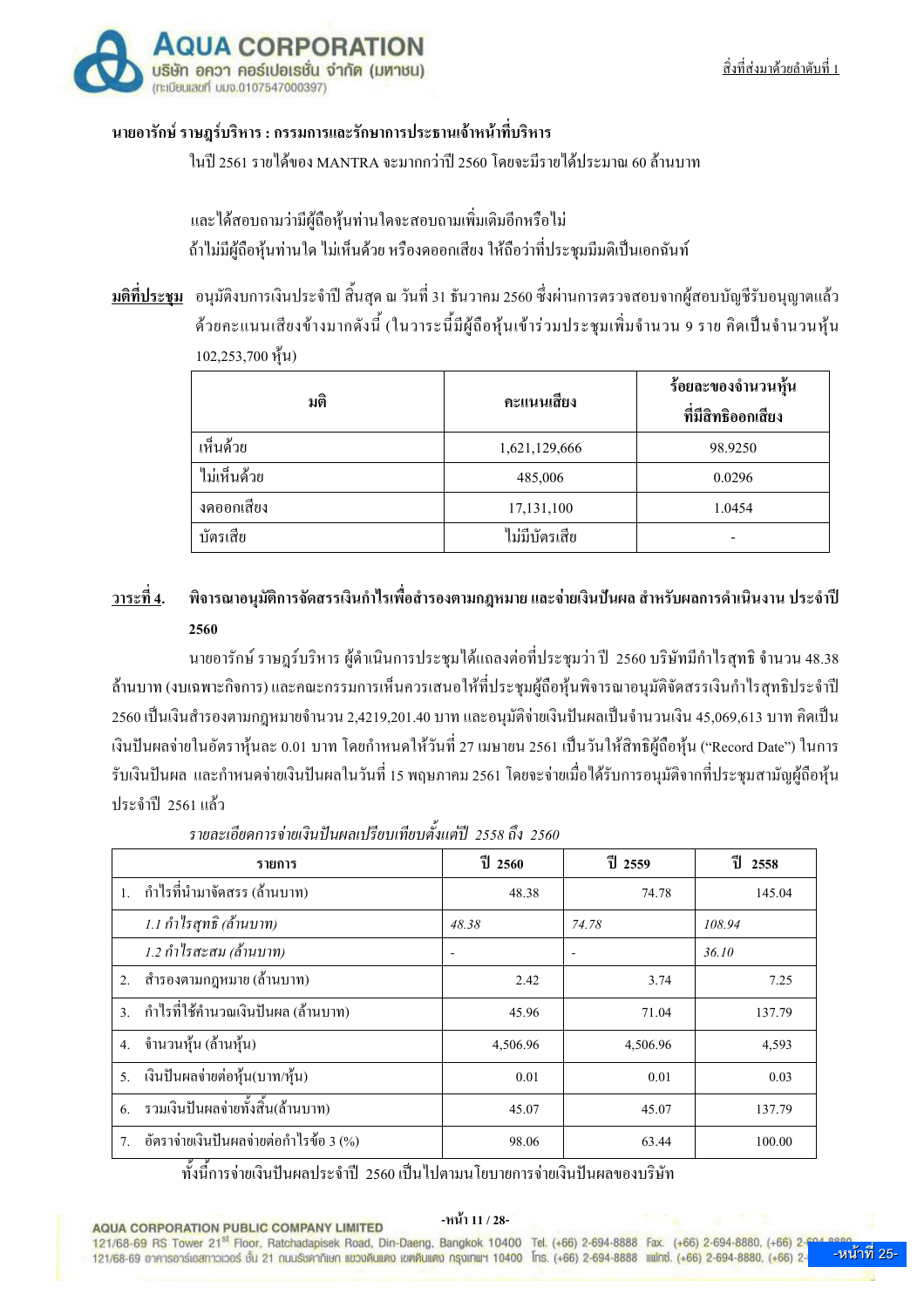สิ่งที่ส่งมาด้วยลำดับที่ 1

**นายอารักษ์ ราษฎร์บริหาร : กรรมการและรักษาการประธานเจ้าหน้าที่บริหาร**

ในปี 2561 รายได้ของ MANTRA จะมากกว่าปี 2560 โดยจะมีรายได้ประมาณ 60 ล้านบาท

และได้สอบถามว่ามีผู้ถือหุ้นท่านใดจะสอบถามเพิ่มเติมอีกหรือไม่ ถ้าไม่มีผู้ถือหุ้นท่านใด ไม่เห็นด้วย หรืองดออกเสียง ให้ถือว่าที่ประชุมมีมติเป็นเอกฉันท์

**มติที่ประชุม** อนุมัติงบการเงินประจำปี สิ้นสุด ณ วันที่ 31 ธันวาคม 2560 ซึ่งผ่านการตรวจสอบจากผู้สอบบัญชีรับอนุญาตแล้ว ด้วยคะแนนเสียงข้างมากดังนี้ (ในวาระนี้มีผู้ถือหุ้นเข้าร่วมประชุมเพิ่มจำนวน 9 ราย คิดเป็นจำนวนหุ้น 102,253,700 หุ้น)

| มติ | คะแนนเสียง | ร้อยละของจำนวนหุ้นที่มีสิทธิออกเสียง |
|---|---|---|
| เห็นด้วย | 1,621,129,666 | 98.9250 |
| ไม่เห็นด้วย | 485,006 | 0.0296 |
| งดออกเสียง | 17,131,100 | 1.0454 |
| บัตรเสีย | ไม่มีบัตรเสีย | - |

**วาระที่ 4. พิจารณาอนุมัติการจัดสรรเงินกำไรเพื่อสำรองตามกฎหมาย และจ่ายเงินปันผล สำหรับผลการดำเนินงาน ประจำปี 2560**

นายอารักษ์ ราษฎร์บริหาร ผู้ดำเนินการประชุมได้แถลงต่อที่ประชุมว่าปี 2560 บริษัทมีกำไรสุทธิ จำนวน 48.38 ล้านบาท (งบเฉพาะกิจการ) และคณะกรรมการเห็นควรเสนอให้ที่ประชุมผู้ถือหุ้นพิจารณาอนุมัติจัดสรรเงินกำไรสุทธิประจำปี 2560 เป็นเงินสำรองตามกฎหมายจำนวน 2,4219,201.40 บาท และอนุมัติจ่ายเงินปันผลเป็นจำนวนเงิน 45,069,613 บาท คิดเป็นเงินปันผลจ่ายในอัตราหุ้นละ 0.01 บาท โดยกำหนดให้วันที่ 27 เมษายน 2561 เป็นวันให้สิทธิผู้ถือหุ้น ("Record Date") ในการรับเงินปันผล และกำหนดจ่ายเงินปันผลในวันที่ 15 พฤษภาคม 2561 โดยจะจ่ายเมื่อได้รับการอนุมัติจากที่ประชุมสามัญผู้ถือหุ้นประจำปี 2561 แล้ว

*รายละเอียดการจ่ายเงินปันผลเปรียบเทียบตั้งแต่ปี 2558 ถึง 2560*

| รายการ | ปี 2560 | ปี 2559 | ปี 2558 |
|---|---|---|---|
| 1. กำไรที่นำมาจัดสรร (ล้านบาท) | 48.38 | 74.78 | 145.04 |
| *1.1 กำไรสุทธิ (ล้านบาท)* | *48.38* | *74.78* | *108.94* |
| *1.2 กำไรสะสม (ล้านบาท)* | - | - | *36.10* |
| 2. สำรองตามกฎหมาย (ล้านบาท) | 2.42 | 3.74 | 7.25 |
| 3. กำไรที่ใช้คำนวณเงินปันผล (ล้านบาท) | 45.96 | 71.04 | 137.79 |
| 4. จำนวนหุ้น (ล้านหุ้น) | 4,506.96 | 4,506.96 | 4,593 |
| 5. เงินปันผลจ่ายต่อหุ้น(บาท/หุ้น) | 0.01 | 0.01 | 0.03 |
| 6. รวมเงินปันผลจ่ายทั้งสิ้น(ล้านบาท) | 45.07 | 45.07 | 137.79 |
| 7. อัตราจ่ายเงินปันผลจ่ายต่อกำไรข้อ 3 (%) | 98.06 | 63.44 | 100.00 |

ทั้งนี้การจ่ายเงินปันผลประจำปี 2560 เป็นไปตามนโยบายการจ่ายเงินปันผลของบริษัท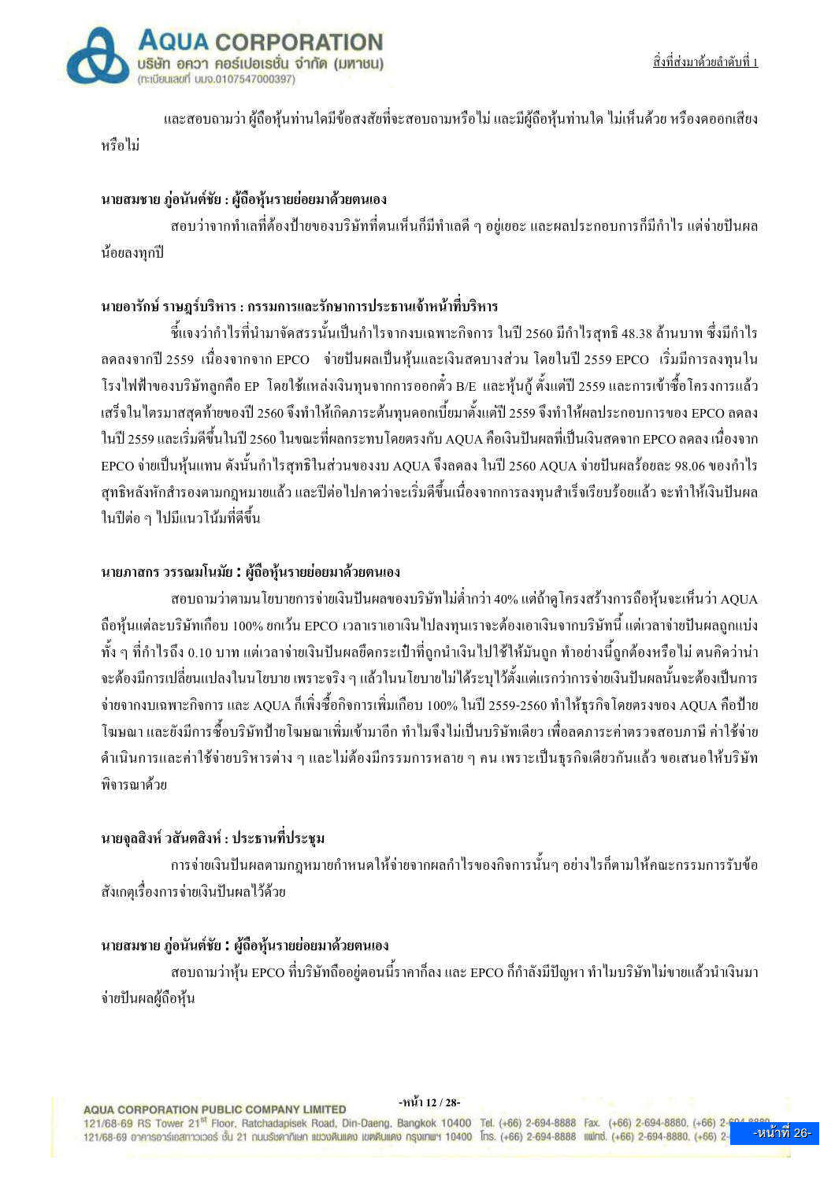สิ่งที่ส่งมาด้วยลำดับที่ 1

และสอบถามว่า ผู้ถือหุ้นท่านใดมีข้อสงสัยที่จะสอบถามหรือไม่ และมีผู้ถือหุ้นท่านใด ไม่เห็นด้วย หรืองดออกเสียงหรือไม่

**นายสมชาย ภู่อนันต์ชัย : ผู้ถือหุ้นรายย่อยมาด้วยตนเอง**

สอบว่าจากทำเลที่ต้องป้ายของบริษัทที่ตนเห็นก็มีทำเลดี ๆ อยู่เยอะ และผลประกอบการก็มีกำไร แต่จ่ายปันผลน้อยลงทุกปี

**นายอารักษ์ ราษฎร์บริหาร : กรรมการและรักษาการประธานเจ้าหน้าที่บริหาร**

ชี้แจงว่ากำไรที่นำมาจัดสรรนั้นเป็นกำไรจากงบเฉพาะกิจการ ในปี 2560 มีกำไรสุทธิ 48.38 ล้านบาท ซึ่งมีกำไรลดลงจากปี 2559 เนื่องจากจาก EPCO จ่ายปันผลเป็นหุ้นและเงินสดบางส่วน โดยในปี 2559 EPCO เริ่มมีการลงทุนในโรงไฟฟ้าของบริษัทลูกคือ EP โดยใช้แหล่งเงินทุนจากการออกตั๋ว B/E และหุ้นกู้ ตั้งแต่ปี 2559 และการเข้าซื้อโครงการแล้วเสร็จในไตรมาสสุดท้ายของปี 2560 จึงทำให้เกิดภาระต้นทุนดอกเบี้ยมาตั้งแต่ปี 2559 จึงทำให้ผลประกอบการของ EPCO ลดลงในปี 2559 และเริ่มดีขึ้นในปี 2560 ในขณะที่ผลกระทบโดยตรงกับ AQUA คือเงินปันผลที่เป็นเงินสดจาก EPCO ลดลง เนื่องจาก EPCO จ่ายเป็นหุ้นแทน ดังนั้นกำไรสุทธิในส่วนของงบ AQUA จึงลดลง ในปี 2560 AQUA จ่ายปันผลร้อยละ 98.06 ของกำไรสุทธิหลังหักสำรองตามกฎหมายแล้ว และปีต่อไปคาดว่าจะเริ่มดีขึ้นเนื่องจากการลงทุนสำเร็จเรียบร้อยแล้ว จะทำให้เงินปันผลในปีต่อ ๆ ไปมีแนวโน้มที่ดีขึ้น

**นายภาสกร วรรณมโนมัย : ผู้ถือหุ้นรายย่อยมาด้วยตนเอง**

สอบถามว่าตามนโยบายการจ่ายเงินปันผลของบริษัทไม่ต่ำกว่า 40% แต่ถ้าดูโครงสร้างการถือหุ้นจะเห็นว่า AQUA ถือหุ้นแต่ละบริษัทเกือบ 100% ยกเว้น EPCO เวลาเราเอาเงินไปลงทุนเราจะต้องเอาเงินจากบริษัทนี้ แต่เวลาจ่ายปันผลถูกแบ่งทั้ง ๆ ที่กำไรถึง 0.10 บาท แต่เวลาจ่ายเงินปันผลยึดกระเป๋าที่ถูกนำเงินไปใช้ให้มันถูก ทำอย่างนี้ถูกต้องหรือไม่ ตนคิดว่าน่าจะต้องมีการเปลี่ยนแปลงในนโยบาย เพราะจริง ๆ แล้วในนโยบายไม่ได้ระบุไว้ตั้งแต่แรกว่าการจ่ายเงินปันผลนั้นจะต้องเป็นการจ่ายจากงบเฉพาะกิจการ และ AQUA ก็เพิ่งซื้อกิจการเพิ่มเกือบ 100% ในปี 2559-2560 ทำให้ธุรกิจโดยตรงของ AQUA คือป้ายโฆษณา และยังมีการซื้อบริษัทป้ายโฆษณาเพิ่มเข้ามาอีก ทำไมจึงไม่เป็นบริษัทเดียว เพื่อลดภาระค่าตรวจสอบภาษี ค่าใช้จ่ายดำเนินการและค่าใช้จ่ายบริหารต่าง ๆ และไม่ต้องมีกรรมการหลาย ๆ คน เพราะเป็นธุรกิจเดียวกันแล้ว ขอเสนอให้บริษัทพิจารณาด้วย

**นายจุลสิงห์ วสันตสิงห์ : ประธานที่ประชุม**

การจ่ายเงินปันผลตามกฎหมายกำหนดให้จ่ายจากผลกำไรของกิจการนั้นๆ อย่างไรก็ตามให้คณะกรรมการรับข้อสังเกตุเรื่องการจ่ายเงินปันผลไว้ด้วย

**นายสมชาย ภู่อนันต์ชัย : ผู้ถือหุ้นรายย่อยมาด้วยตนเอง**

สอบถามว่าหุ้น EPCO ที่บริษัทถืออยู่ตอนนี้ราคาก็ลง และ EPCO ก็กำลังมีปัญหา ทำไมบริษัทไม่ขายแล้วนำเงินมาจ่ายปันผลผู้ถือหุ้น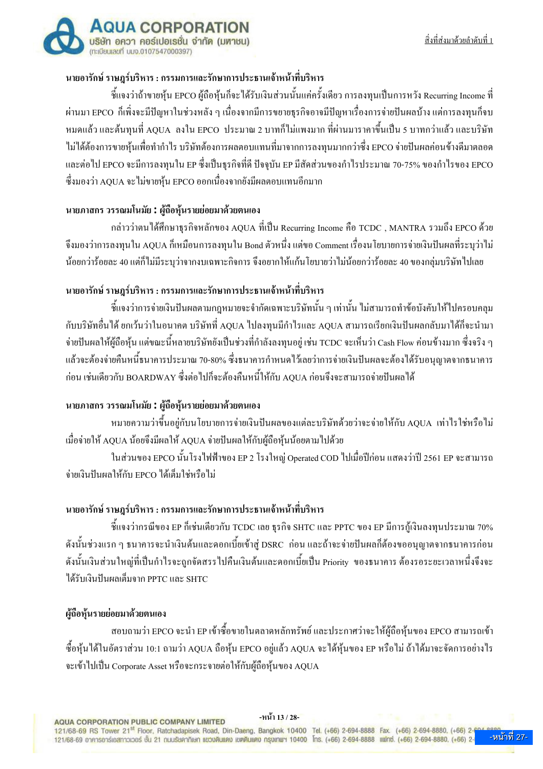**นายอารักษ์ ราษฎร์บริหาร : กรรมการและรักษาการประธานเจ้าหน้าที่บริหาร**

ชี้แจงว่าถ้าขายหุ้น EPCO ผู้ถือหุ้นก็จะได้รับเงินส่วนนั้นแค่ครั้งเดียว การลงทุนเป็นการหวัง Recurring Income ที่ผ่านมา EPCO ก็เพิ่งจะมีปัญหาในช่วงหลัง ๆ เนื่องจากมีการขยายธุรกิจอาจมีปัญหาเรื่องการจ่ายปันผลบ้าง แต่การลงทุนก็จบหมดแล้ว และต้นทุนที่ AQUA ลงใน EPCO ประมาณ 2 บาทก็ไม่แพงมาก ที่ผ่านมาราคาขึ้นเป็น 5 บาทกว่าแล้ว และบริษัทไม่ได้ต้องการขายหุ้นเพื่อทำกำไร บริษัทต้องการผลตอบแทนที่มาจากการลงทุนมากกว่าซึ่ง EPCO จ่ายปันผลค่อนข้างดีมาตลอด และต่อไป EPCO จะมีการลงทุนใน EP ซึ่งเป็นธุรกิจที่ดี ปัจจุบัน EP มีสัดส่วนของกำไรประมาณ 70-75% ของกำไรของ EPCO ซึ่งมองว่า AQUA จะไม่ขายหุ้น EPCO ออกเนื่องจากยังมีผลตอบแทนอีกมาก

**นายภาสกร วรรณมโนมัย : ผู้ถือหุ้นรายย่อยมาด้วยตนเอง**

กล่าวว่าตนได้ศึกษาธุรกิจหลักของ AQUA ที่เป็น Recurring Income คือ TCDC , MANTRA รวมถึง EPCO ด้วย จึงมองว่าการลงทุนใน AQUA ก็เหมือนการลงทุนใน Bond ตัวหนึ่ง แต่ขอ Comment เรื่องนโยบายการจ่ายเงินปันผลที่ระบุว่าไม่น้อยกว่าร้อยละ 40 แต่ก็ไม่มีระบุว่าจากงบเฉพาะกิจการ จึงอยากให้แก้นโยบายว่าไม่น้อยกว่าร้อยละ 40 ของกลุ่มบริษัทไปเลย

**นายอารักษ์ ราษฎร์บริหาร : กรรมการและรักษาการประธานเจ้าหน้าที่บริหาร**

ชี้แจงว่าการจ่ายเงินปันผลตามกฎหมายจะจำกัดเฉพาะบริษัทนั้น ๆ เท่านั้น ไม่สามารถทำข้อบังคับให้ไปครอบคลุมกับบริษัทอื่นได้ ยกเว้นว่าในอนาคต บริษัทที่ AQUA ไปลงทุนมีกำไรและ AQUA สามารถเรียกเงินปันผลกลับมาได้ก็จะนำมาจ่ายปันผลให้ผู้ถือหุ้น แต่ขณะนี้หลายบริษัทยังเป็นช่วงที่กำลังลงทุนอยู่ เช่น TCDC จะเห็นว่า Cash Flow ค่อนข้างมาก ซึ่งจริง ๆ แล้วจะต้องจ่ายคืนหนี้ธนาคารประมาณ 70-80% ซึ่งธนาคารกำหนดไว้เลยว่าการจ่ายเงินปันผลจะต้องได้รับอนุญาตจากธนาคารก่อน เช่นเดียวกับ BOARDWAY ซึ่งต่อไปก็จะต้องคืนหนี้ให้กับ AQUA ก่อนจึงจะสามารถจ่ายปันผลได้

**นายภาสกร วรรณมโนมัย : ผู้ถือหุ้นรายย่อยมาด้วยตนเอง**

หมายความว่าขึ้นอยู่กับนโยบายการจ่ายเงินปันผลของแต่ละบริษัทด้วยว่าจะจ่ายให้กับ AQUA เท่าไรใช่หรือไม่ เมื่อจ่ายให้ AQUA น้อยจึงมีผลให้ AQUA จ่ายปันผลให้กับผู้ถือหุ้นน้อยตามไปด้วย

ในส่วนของ EPCO นั้นโรงไฟฟ้าของ EP 2 โรงใหญ่ Operated COD ไปเมื่อปีก่อน แสดงว่าปี 2561 EP จะสามารถจ่ายเงินปันผลให้กับ EPCO ได้เต็มใช่หรือไม่

**นายอารักษ์ ราษฎร์บริหาร : กรรมการและรักษาการประธานเจ้าหน้าที่บริหาร**

ชี้แจงว่ากรณีของ EP ก็เช่นเดียวกับ TCDC เลย ธุรกิจ SHTC และ PPTC ของ EP มีการกู้เงินลงทุนประมาณ 70% ดังนั้นช่วงแรก ๆ ธนาคารจะนำเงินต้นและดอกเบี้ยเข้าสู่ DSRC ก่อน และถ้าจะจ่ายปันผลก็ต้องขออนุญาตจากธนาคารก่อน ดังนั้นเงินส่วนใหญ่ที่เป็นกำไรจะถูกจัดสรรไปคืนเงินต้นและดอกเบี้ยเป็น Priority ของธนาคาร ต้องรอระยะเวลาหนึ่งจึงจะได้รับเงินปันผลเต็มจาก PPTC และ SHTC

**ผู้ถือหุ้นรายย่อยมาด้วยตนเอง**

สอบถามว่า EPCO จะนำ EP เข้าซื้อขายในตลาดหลักทรัพย์ และประกาศว่าจะให้ผู้ถือหุ้นของ EPCO สามารถเข้าซื้อนั้นหุ้นได้ในอัตราส่วน 10:1 ถามว่า AQUA ถือหุ้น EPCO อยู่แล้ว AQUA จะได้หุ้นของ EP หรือไม่ ถ้าได้มาจะจัดการอย่างไร จะเข้าไปเป็น Corporate Asset หรือจะกระจายต่อให้กับผู้ถือหุ้นของ AQUA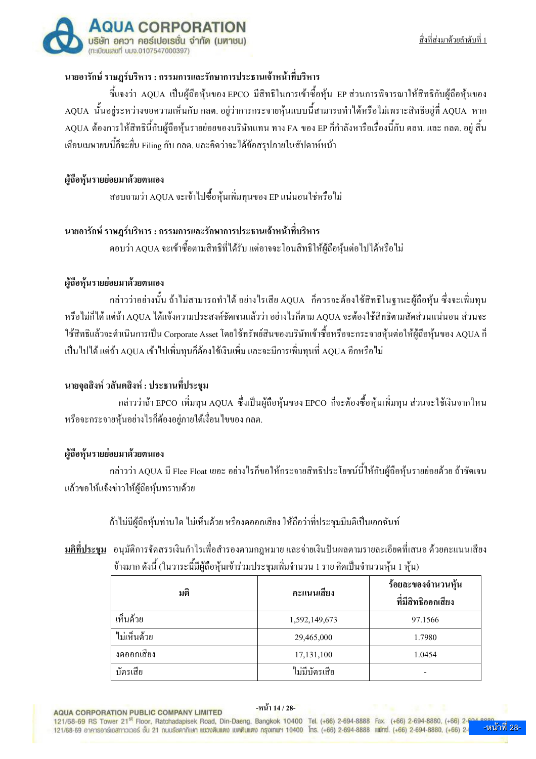สิ่งที่ส่งมาด้วยลำดับที่ 1

**นายอารักษ์ ราษฎร์บริหาร : กรรมการและรักษาการประธานเจ้าหน้าที่บริหาร**

ชี้แจงว่า AQUA เป็นผู้ถือหุ้นของ EPCO มีสิทธิในการเข้าซื้อหุ้น EP ส่วนการพิจารณาให้สิทธิกับผู้ถือหุ้นของ AQUA นั้นอยู่ระหว่างขอความเห็นกับ กลต. อยู่ว่าการกระจายหุ้นแบบนี้สามารถทำได้หรือไม่เพราะสิทธิอยู่ที่ AQUA หาก AQUA ต้องการให้สิทธินี้กับผู้ถือหุ้นรายย่อยของบริษัทแทน ทาง FA ของ EP ก็กำลังหารือเรื่องนี้กับ ตลท. และ กลต. อยู่ สิ้นเดือนเมษายนนี้ก็จะยื่น Filing กับ กลต. และคิดว่าจะได้ข้อสรุปภายในสัปดาห์หน้า

**ผู้ถือหุ้นรายย่อยมาด้วยตนเอง**

สอบถามว่า AQUA จะเข้าไปซื้อหุ้นเพิ่มทุนของ EP แน่นอนใช่หรือไม่

**นายอารักษ์ ราษฎร์บริหาร : กรรมการและรักษาการประธานเจ้าหน้าที่บริหาร**

ตอบว่า AQUA จะเข้าซื้อตามสิทธิที่ได้รับ แต่อาจจะโอนสิทธิให้ผู้ถือหุ้นต่อไปได้หรือไม่

**ผู้ถือหุ้นรายย่อยมาด้วยตนเอง**

กล่าวว่าอย่างนั้น ถ้าไม่สามารถทำได้ อย่างไรเสีย AQUA ก็ควรจะต้องใช้สิทธิในฐานะผู้ถือหุ้น ซึ่งจะเพิ่มทุนหรือไม่ก็ได้ แต่ถ้า AQUA ได้แจ้งความประสงค์ชัดเจนแล้วว่า อย่างไรก็ตาม AQUA จะต้องใช้สิทธิตามสัดส่วนแน่นอน ส่วนจะใช้สิทธิแล้วจะดำเนินการเป็น Corporate Asset โดยใช้ทรัพย์สินของบริษัทเข้าซื้อหรือจะกระจายหุ้นต่อให้ผู้ถือหุ้นของ AQUA ก็เป็นไปได้ แต่ถ้า AQUA เข้าไปเพิ่มทุนก็ต้องใช้เงินเพิ่ม และจะมีการเพิ่มทุนที่ AQUA อีกหรือไม่

**นายจุลสิงห์ วสันตสิงห์ : ประธานที่ประชุม**

กล่าวว่าถ้า EPCO เพิ่มทุน AQUA ซึ่งเป็นผู้ถือหุ้นของ EPCO ก็จะต้องซื้อหุ้นเพิ่มทุน ส่วนจะใช้เงินจากไหนหรือจะกระจายหุ้นอย่างไรก็ต้องอยู่ภายใต้เงื่อนไขของ กลต.

**ผู้ถือหุ้นรายย่อยมาด้วยตนเอง**

กล่าวว่า AQUA มี Flee Float เยอะ อย่างไรก็ขอให้กระจายสิทธิประโยชน์นี้ให้กับผู้ถือหุ้นรายย่อยด้วย ถ้าชัดเจนแล้วขอให้แจ้งข่าวให้ผู้ถือหุ้นทราบด้วย

ถ้าไม่มีผู้ถือหุ้นท่านใด ไม่เห็นด้วย หรืองดออกเสียง ให้ถือว่าที่ประชุมมีมติเป็นเอกฉันท์

**<u>มติที่ประชุม</u>** อนุมัติการจัดสรรเงินกำไรเพื่อสำรองตามกฎหมาย และจ่ายเงินปันผลตามรายละเอียดที่เสนอ ด้วยคะแนนเสียงข้างมาก ดังนี้ (ในวาระนี้มีผู้ถือหุ้นเข้าร่วมประชุมเพิ่มจำนวน 1 ราย คิดเป็นจำนวนหุ้น 1 หุ้น)

| มติ | คะแนนเสียง | ร้อยละของจำนวนหุ้นที่มีสิทธิออกเสียง |
|---|---|---|
| เห็นด้วย | 1,592,149,673 | 97.1566 |
| ไม่เห็นด้วย | 29,465,000 | 1.7980 |
| งดออกเสียง | 17,131,100 | 1.0454 |
| บัตรเสีย | ไม่มีบัตรเสีย | - |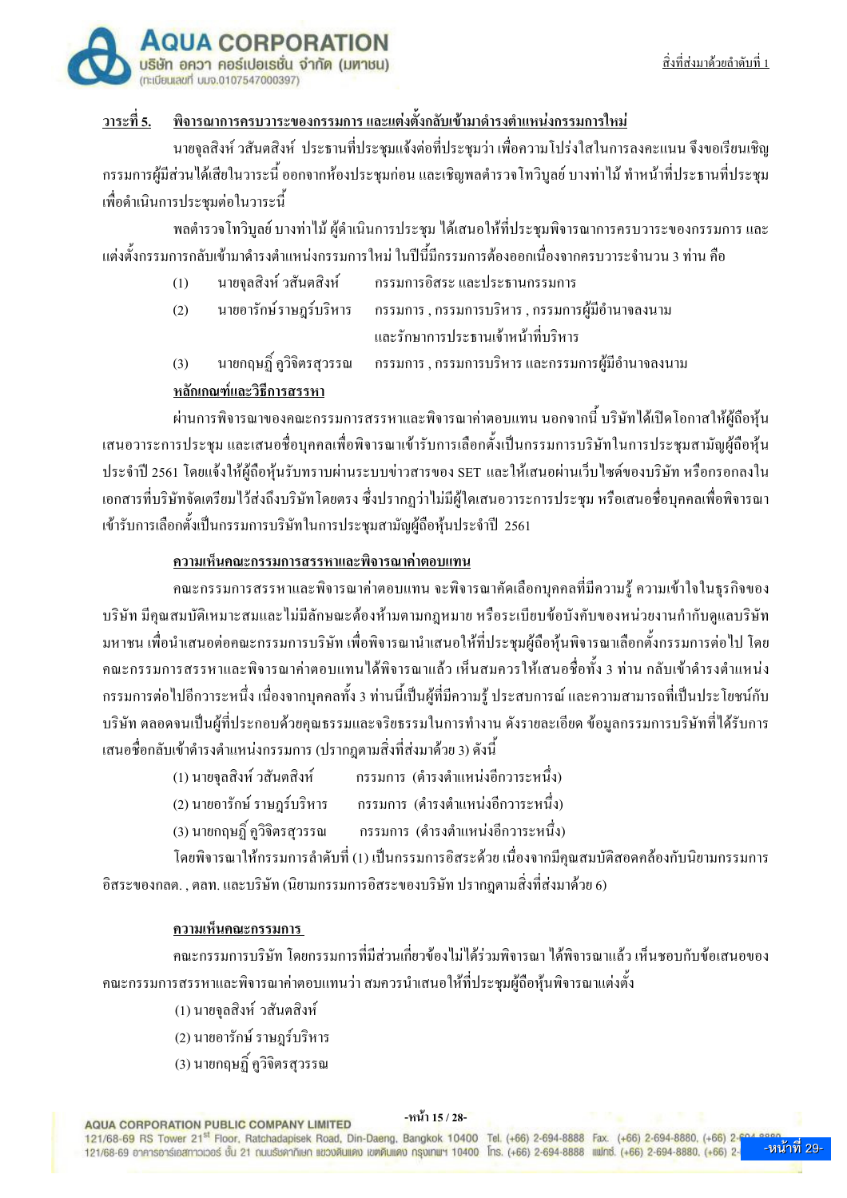สิ่งที่ส่งมาด้วยลำดับที่ 1

**<u>วาระที่ 5.</u>** **<u>พิจารณาการครบวาระของกรรมการ และแต่งตั้งกลับเข้ามาดำรงตำแหน่งกรรมการใหม่</u>**

นายจุลสิงห์ วสันตสิงห์ ประธานที่ประชุมแจ้งต่อที่ประชุมว่า เพื่อความโปร่งใสในการลงคะแนน จึงขอเรียนเชิญกรรมการผู้มีส่วนได้เสียในวาระนี้ ออกจากห้องประชุมก่อน และเชิญพลตำรวจโทวิบูลย์ บางท่าไม้ ทำหน้าที่ประธานที่ประชุม เพื่อดำเนินการประชุมต่อในวาระนี้

พลตำรวจโทวิบูลย์ บางท่าไม้ ผู้ดำเนินการประชุม ได้เสนอให้ที่ประชุมพิจารณาการครบวาระของกรรมการ และแต่งตั้งกรรมการกลับเข้ามาดำรงตำแหน่งกรรมการใหม่ ในปีนี้มีกรรมการต้องออกเนื่องจากครบวาระจำนวน 3 ท่าน คือ

| | | |
|---|---|---|
| (1) | นายจุลสิงห์ วสันตสิงห์ | กรรมการอิสระ และประธานกรรมการ |
| (2) | นายอารักษ์ ราษฎร์บริหาร | กรรมการ , กรรมการบริหาร , กรรมการผู้มีอำนาจลงนาม และรักษาการประธานเจ้าหน้าที่บริหาร |
| (3) | นายกฤษฎิ์ คูวิจิตรสุวรรณ | กรรมการ , กรรมการบริหาร และกรรมการผู้มีอำนาจลงนาม |

**<u>หลักเกณฑ์และวิธีการสรรหา</u>**

ผ่านการพิจารณาของคณะกรรมการสรรหาและพิจารณาค่าตอบแทน นอกจากนี้ บริษัทได้เปิดโอกาสให้ผู้ถือหุ้นเสนอวาระการประชุม และเสนอชื่อบุคคลเพื่อพิจารณาเข้ารับการเลือกตั้งเป็นกรรมการบริษัทในการประชุมสามัญผู้ถือหุ้นประจำปี 2561 โดยแจ้งให้ผู้ถือหุ้นรับทราบผ่านระบบข่าวสารของ SET และให้เสนอผ่านเว็บไซต์ของบริษัท หรือกรอกลงในเอกสารที่บริษัทจัดเตรียมไว้ส่งถึงบริษัทโดยตรง ซึ่งปรากฏว่าไม่มีผู้ใดเสนอวาระการประชุม หรือเสนอชื่อบุคคลเพื่อพิจารณาเข้ารับการเลือกตั้งเป็นกรรมการบริษัทในการประชุมสามัญผู้ถือหุ้นประจำปี 2561

**<u>ความเห็นคณะกรรมการสรรหาและพิจารณาค่าตอบแทน</u>**

คณะกรรมการสรรหาและพิจารณาค่าตอบแทน จะพิจารณาคัดเลือกบุคคลที่มีความรู้ ความเข้าใจในธุรกิจของบริษัท มีคุณสมบัติเหมาะสมและไม่มีลักษณะต้องห้ามตามกฎหมาย หรือระเบียบข้อบังคับของหน่วยงานกำกับดูแลบริษัทมหาชน เพื่อนำเสนอต่อคณะกรรมการบริษัท เพื่อพิจารณานำเสนอให้ที่ประชุมผู้ถือหุ้นพิจารณาเลือกตั้งกรรมการต่อไป โดยคณะกรรมการสรรหาและพิจารณาค่าตอบแทนได้พิจารณาแล้ว เห็นสมควรให้เสนอชื่อทั้ง 3 ท่าน กลับเข้าดำรงตำแหน่งกรรมการต่อไปอีกวาระหนึ่ง เนื่องจากบุคคลทั้ง 3 ท่านนี้เป็นผู้ที่มีความรู้ ประสบการณ์ และความสามารถที่เป็นประโยชน์กับบริษัท ตลอดจนเป็นผู้ที่ประกอบด้วยคุณธรรมและจริยธรรมในการทำงาน ดังรายละเอียด ข้อมูลกรรมการบริษัทที่ได้รับการเสนอชื่อกลับเข้าดำรงตำแหน่งกรรมการ (ปรากฏตามสิ่งที่ส่งมาด้วย 3) ดังนี้

(1) นายจุลสิงห์ วสันตสิงห์ กรรมการ (ดำรงตำแหน่งอีกวาระหนึ่ง)

(2) นายอารักษ์ ราษฎร์บริหาร กรรมการ (ดำรงตำแหน่งอีกวาระหนึ่ง)

(3) นายกฤษฎิ์ คูวิจิตรสุวรรณ กรรมการ (ดำรงตำแหน่งอีกวาระหนึ่ง)

โดยพิจารณาให้กรรมการลำดับที่ (1) เป็นกรรมการอิสระด้วย เนื่องจากมีคุณสมบัติสอดคล้องกับนิยามกรรมการอิสระของกลต. , ตลท. และบริษัท (นิยามกรรมการอิสระของบริษัท ปรากฏตามสิ่งที่ส่งมาด้วย 6)

**<u>ความเห็นคณะกรรมการ</u>**

คณะกรรมการบริษัท โดยกรรมการที่มีส่วนเกี่ยวข้องไม่ได้ร่วมพิจารณา ได้พิจารณาแล้ว เห็นชอบกับข้อเสนอของคณะกรรมการสรรหาและพิจารณาค่าตอบแทนว่า สมควรนำเสนอให้ที่ประชุมผู้ถือหุ้นพิจารณาแต่งตั้ง

(1) นายจุลสิงห์ วสันตสิงห์

(2) นายอารักษ์ ราษฎร์บริหาร

(3) นายกฤษฎิ์ คูวิจิตรสุวรรณ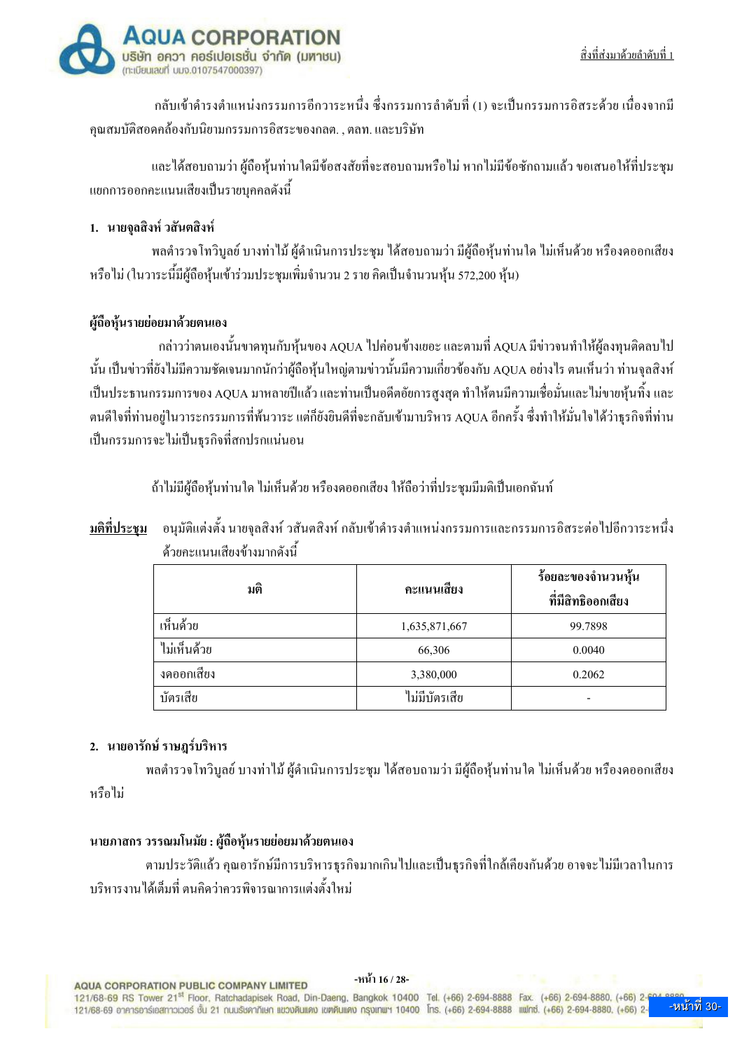กลับเข้าดำรงตำแหน่งกรรมการอีกวาระหนึ่ง ซึ่งกรรมการลำดับที่ (1) จะเป็นกรรมการอิสระด้วย เนื่องจากมีคุณสมบัติสอดคล้องกับนิยามกรรมการอิสระของกลต. , ตลท. และบริษัท

และได้สอบถามว่า ผู้ถือหุ้นท่านใดมีข้อสงสัยที่จะสอบถามหรือไม่ หากไม่มีข้อซักถามแล้ว ขอเสนอให้ที่ประชุมแยกการออกคะแนนเสียงเป็นรายบุคคลดังนี้

**1. นายจุลสิงห์ วสันตสิงห์**

พลตำรวจโทวิบูลย์ บางท่าไม้ ผู้ดำเนินการประชุม ได้สอบถามว่า มีผู้ถือหุ้นท่านใด ไม่เห็นด้วย หรืองดออกเสียงหรือไม่ (ในวาระนี้มีผู้ถือหุ้นเข้าร่วมประชุมเพิ่มจำนวน 2 ราย คิดเป็นจำนวนหุ้น 572,200 หุ้น)

**ผู้ถือหุ้นรายย่อยมาด้วยตนเอง**

กล่าวว่าตนเองนั้นขาดทุนกับหุ้นของ AQUA ไปค่อนข้างเยอะ และตามที่ AQUA มีข่าวจนทำให้ผู้ลงทุนติดลบไปนั้น เป็นข่าวที่ยังไม่มีความชัดเจนมากนักว่าผู้ถือหุ้นใหญ่ตามข่าวนั้นมีความเกี่ยวข้องกับ AQUA อย่างไร ตนเห็นว่า ท่านจุลสิงห์เป็นประธานกรรมการของ AQUA มาหลายปีแล้ว และท่านเป็นอดีตอัยการสูงสุด ทำให้ตนมีความเชื่อมั่นและไม่ขายหุ้นทิ้ง และตนดีใจที่ท่านอยู่ในวาระกรรมการที่พ้นวาระ แต่ก็ยังยินดีที่จะกลับเข้ามาบริหาร AQUA อีกครั้ง ซึ่งทำให้มั่นใจได้ว่าธุรกิจที่ท่านเป็นกรรมการจะไม่เป็นธุรกิจที่สกปรกแน่นอน

ถ้าไม่มีผู้ถือหุ้นท่านใด ไม่เห็นด้วย หรืองดออกเสียง ให้ถือว่าที่ประชุมมีมติเป็นเอกฉันท์

**มติที่ประชุม** อนุมัติแต่งตั้ง นายจุลสิงห์ วสันตสิงห์ กลับเข้าดำรงตำแหน่งกรรมการและกรรมการอิสระต่อไปอีกวาระหนึ่ง ด้วยคะแนนเสียงข้างมากดังนี้

| มติ | คะแนนเสียง | ร้อยละของจำนวนหุ้นที่มีสิทธิออกเสียง |
|---|---|---|
| เห็นด้วย | 1,635,871,667 | 99.7898 |
| ไม่เห็นด้วย | 66,306 | 0.0040 |
| งดออกเสียง | 3,380,000 | 0.2062 |
| บัตรเสีย | ไม่มีบัตรเสีย | - |

**2. นายอารักษ์ ราษฎร์บริหาร**

พลตำรวจโทวิบูลย์ บางท่าไม้ ผู้ดำเนินการประชุม ได้สอบถามว่า มีผู้ถือหุ้นท่านใด ไม่เห็นด้วย หรืองดออกเสียงหรือไม่

**นายภาสกร วรรณมโนมัย : ผู้ถือหุ้นรายย่อยมาด้วยตนเอง**

ตามประวัติแล้ว คุณอารักษ์มีการบริหารธุรกิจมากเกินไปและเป็นธุรกิจที่ใกล้เคียงกันด้วย อาจจะไม่มีเวลาในการบริหารงานได้เต็มที่ ตนคิดว่าควรพิจารณาการแต่งตั้งใหม่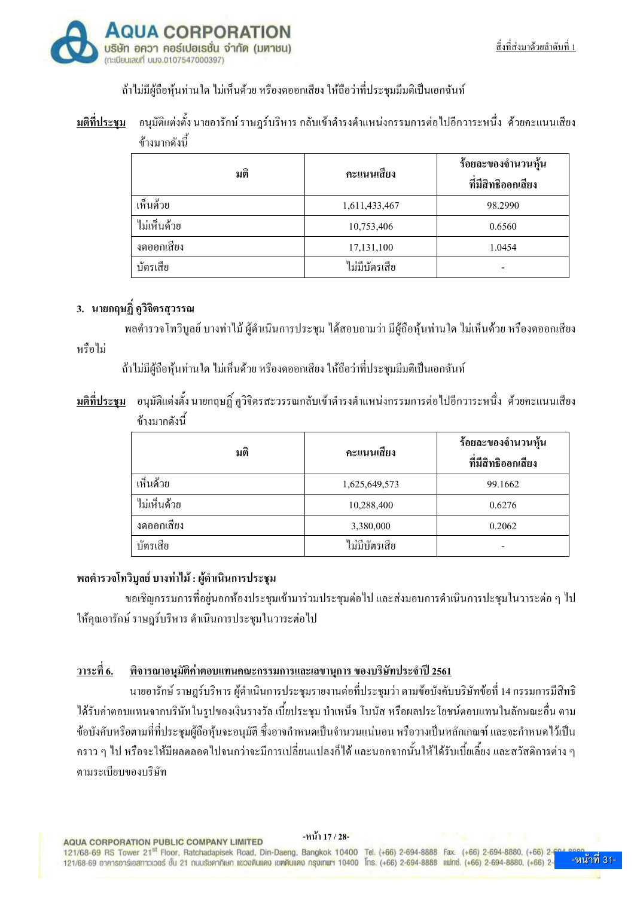ถ้าไม่มีผู้ถือหุ้นท่านใด ไม่เห็นด้วย หรืองดออกเสียง ให้ถือว่าที่ประชุมมีมติเป็นเอกฉันท์

**มติที่ประชุม** อนุมัติแต่งตั้ง นายอารักษ์ ราษฎร์บริหาร กลับเข้าดำรงตำแหน่งกรรมการต่อไปอีกวาระหนึ่ง ด้วยคะแนนเสียงข้างมากดังนี้

| มติ | คะแนนเสียง | ร้อยละของจำนวนหุ้นที่มีสิทธิออกเสียง |
|---|---|---|
| เห็นด้วย | 1,611,433,467 | 98.2990 |
| ไม่เห็นด้วย | 10,753,406 | 0.6560 |
| งดออกเสียง | 17,131,100 | 1.0454 |
| บัตรเสีย | ไม่มีบัตรเสีย | - |

**3. นายกฤษฎิ์ คูวิจิตรสุวรรณ**

พลตำรวจโทวิบูลย์ บางท่าไม้ ผู้ดำเนินการประชุม ได้สอบถามว่า มีผู้ถือหุ้นท่านใด ไม่เห็นด้วย หรืองดออกเสียงหรือไม่

ถ้าไม่มีผู้ถือหุ้นท่านใด ไม่เห็นด้วย หรืองดออกเสียง ให้ถือว่าที่ประชุมมีมติเป็นเอกฉันท์

**มติที่ประชุม** อนุมัติแต่งตั้ง นายกฤษฎิ์ คูวิจิตรสะวรรณกลับเข้าดำรงตำแหน่งกรรมการต่อไปอีกวาระหนึ่ง ด้วยคะแนนเสียงข้างมากดังนี้

| มติ | คะแนนเสียง | ร้อยละของจำนวนหุ้นที่มีสิทธิออกเสียง |
|---|---|---|
| เห็นด้วย | 1,625,649,573 | 99.1662 |
| ไม่เห็นด้วย | 10,288,400 | 0.6276 |
| งดออกเสียง | 3,380,000 | 0.2062 |
| บัตรเสีย | ไม่มีบัตรเสีย | - |

**พลตำรวจโทวิบูลย์ บางท่าไม้ : ผู้ดำเนินการประชุม**

ขอเชิญกรรมการที่อยู่นอกห้องประชุมเข้ามาร่วมประชุมต่อไป และส่งมอบการดำเนินการปะชุมในวาระต่อ ๆ ไป ให้คุณอารักษ์ ราษฎร์บริหาร ดำเนินการประชุมในวาระต่อไป

**วาระที่ 6. พิจารณาอนุมัติค่าตอบแทนคณะกรรมการและเลขานุการ ของบริษัทประจำปี 2561**

นายอารักษ์ ราษฎร์บริหาร ผู้ดำเนินการประชุมรายงานต่อที่ประชุมว่า ตามข้อบังคับบริษัทข้อที่ 14 กรรมการมีสิทธิได้รับค่าตอบแทนจากบริษัทในรูปของเงินรางวัล เบี้ยประชุม บำเหน็จ โบนัส หรือผลประโยชน์ตอบแทนในลักษณะอื่น ตามข้อบังคับหรือตามที่ที่ประชุมผู้ถือหุ้นจะอนุมัติ ซึ่งอาจกำหนดเป็นจำนวนแน่นอน หรือวางเป็นหลักเกณฑ์ และจะกำหนดไว้เป็นคราว ๆ ไป หรือจะให้มีผลตลอดไปจนกว่าจะมีการเปลี่ยนแปลงก็ได้ และนอกจากนั้นให้ได้รับเบี้ยเลี้ยง และสวัสดิการต่าง ๆ ตามระเบียบของบริษัท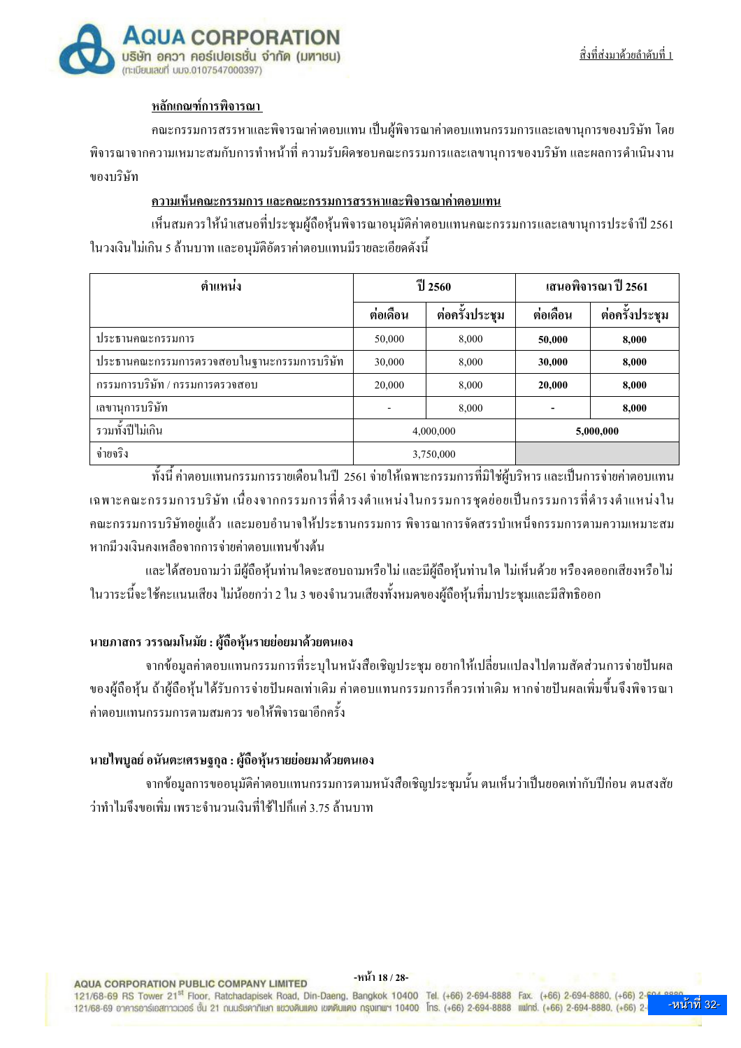สิ่งที่ส่งมาด้วยลำดับที่ 1

**หลักเกณฑ์การพิจารณา**

คณะกรรมการสรรหาและพิจารณาค่าตอบแทน เป็นผู้พิจารณาค่าตอบแทนกรรมการและเลขานุการของบริษัท โดยพิจารณาจากความเหมาะสมกับการทำหน้าที่ ความรับผิดชอบคณะกรรมการและเลขานุการของบริษัท และผลการดำเนินงานของบริษัท

**ความเห็นคณะกรรมการ และคณะกรรมการสรรหาและพิจารณาค่าตอบแทน**

เห็นสมควรให้นำเสนอที่ประชุมผู้ถือหุ้นพิจารณาอนุมัติค่าตอบแทนคณะกรรมการและเลขานุการประจำปี 2561 ในวงเงินไม่เกิน 5 ล้านบาท และอนุมัติอัตราค่าตอบแทนมีรายละเอียดดังนี้

| ตำแหน่ง | ปี 2560 | | เสนอพิจารณา ปี 2561 | |
|---|---|---|---|---|
| | ต่อเดือน | ต่อครั้งประชุม | ต่อเดือน | ต่อครั้งประชุม |
| ประธานคณะกรรมการ | 50,000 | 8,000 | **50,000** | **8,000** |
| ประธานคณะกรรมการตรวจสอบในฐานะกรรมการบริษัท | 30,000 | 8,000 | **30,000** | **8,000** |
| กรรมการบริษัท / กรรมการตรวจสอบ | 20,000 | 8,000 | **20,000** | **8,000** |
| เลขานุการบริษัท | - | 8,000 | **-** | **8,000** |
| รวมทั้งปีไม่เกิน | 4,000,000 | | **5,000,000** | |
| จ่ายจริง | 3,750,000 | | | |

ทั้งนี้ ค่าตอบแทนกรรมการรายเดือนในปี 2561 จ่ายให้เฉพาะกรรมการที่มิใช่ผู้บริหาร และเป็นการจ่ายค่าตอบแทนเฉพาะคณะกรรมการบริษัท เนื่องจากกรรมการที่ดำรงตำแหน่งในกรรมการชุดย่อยเป็นกรรมการที่ดำรงตำแหน่งในคณะกรรมการบริษัทอยู่แล้ว และมอบอำนาจให้ประธานกรรมการ พิจารณาการจัดสรรบำเหน็จกรรมการตามความเหมาะสมหากมีวงเงินคงเหลือจากการจ่ายค่าตอบแทนข้างต้น

และได้สอบถามว่า มีผู้ถือหุ้นท่านใดจะสอบถามหรือไม่ และมีผู้ถือหุ้นท่านใด ไม่เห็นด้วย หรืองดออกเสียงหรือไม่ ในวาระนี้จะใช้คะแนนเสียง ไม่น้อยกว่า 2 ใน 3 ของจำนวนเสียงทั้งหมดของผู้ถือหุ้นที่มาประชุมและมีสิทธิออก

**นายภาสกร วรรณมโนมัย : ผู้ถือหุ้นรายย่อยมาด้วยตนเอง**

จากข้อมูลค่าตอบแทนกรรมการที่ระบุในหนังสือเชิญประชุม อยากให้เปลี่ยนแปลงไปตามสัดส่วนการจ่ายปันผลของผู้ถือหุ้น ถ้าผู้ถือหุ้นได้รับการจ่ายปันผลเท่าเดิม ค่าตอบแทนกรรมการก็ควรเท่าเดิม หากจ่ายปันผลเพิ่มขึ้นจึงพิจารณาค่าตอบแทนกรรมการตามสมควร ขอให้พิจารณาอีกครั้ง

**นายไพบูลย์ อนันตะเศรษฐกูล : ผู้ถือหุ้นรายย่อยมาด้วยตนเอง**

จากข้อมูลการขออนุมัติค่าตอบแทนกรรมการตามหนังสือเชิญประชุมนั้น ตนเห็นว่าเป็นยอดเท่ากับปีก่อน ตนสงสัยว่าทำไมจึงขอเพิ่ม เพราะจำนวนเงินที่ใช้ไปก็แค่ 3.75 ล้านบาท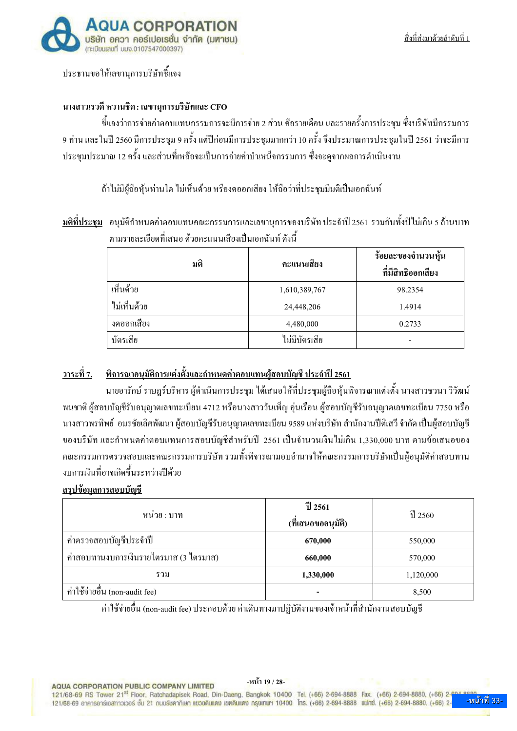สิ่งที่ส่งมาด้วยลำดับที่ 1

ประธานขอให้เลขานุการบริษัทชี้แจง

**นางสาวเรวดี หวานชิด : เลขานุการบริษัทและ CFO**

ชี้แจงว่าการจ่ายค่าตอบแทนกรรมการจะมีการจ่าย 2 ส่วน คือรายเดือน และรายครั้งการประชุม ซึ่งบริษัทมีกรรมการ 9 ท่าน และในปี 2560 มีการประชุม 9 ครั้ง แต่ปีก่อนมีการประชุมมากกว่า 10 ครั้ง จึงประมาณการประชุมในปี 2561 ว่าจะมีการประชุมประมาณ 12 ครั้ง และส่วนที่เหลือจะเป็นการจ่ายค่าบำเหน็จกรรมการ ซึ่งจะดูจากผลการดำเนินงาน

ถ้าไม่มีผู้ถือหุ้นท่านใด ไม่เห็นด้วย หรืองดออกเสียง ให้ถือว่าที่ประชุมมีมติเป็นเอกฉันท์

**มติที่ประชุม** อนุมัติกำหนดค่าตอบแทนคณะกรรมการและเลขานุการของบริษัท ประจำปี 2561 รวมกันทั้งปีไม่เกิน 5 ล้านบาท ตามรายละเอียดที่เสนอ ด้วยคะแนนเสียงเป็นเอกฉันท์ ดังนี้

| มติ | คะแนนเสียง | ร้อยละของจำนวนหุ้นที่มีสิทธิออกเสียง |
|---|---|---|
| เห็นด้วย | 1,610,389,767 | 98.2354 |
| ไม่เห็นด้วย | 24,448,206 | 1.4914 |
| งดออกเสียง | 4,480,000 | 0.2733 |
| บัตรเสีย | ไม่มีบัตรเสีย | - |

**วาระที่ 7. พิจารณาอนุมัติการแต่งตั้งและกำหนดค่าตอบแทนผู้สอบบัญชี ประจำปี 2561**

นายอารักษ์ ราษฎร์บริหาร ผู้ดำเนินการประชุม ได้เสนอให้ที่ประชุมผู้ถือหุ้นพิจารณาแต่งตั้ง นางสาวชวนา วิวัฒน์พนชาติ ผู้สอบบัญชีรับอนุญาตเลขทะเบียน 4712 หรือนางสาววันเพ็ญ อุ่นเรือน ผู้สอบบัญชีรับอนุญาตเลขทะเบียน 7750 หรือนางสาวพรทิพย์ อมรชัยเลิศพัฒนา ผู้สอบบัญชีรับอนุญาตเลขทะเบียน 9589 แห่งบริษัท สำนักงานปีติเสวี จำกัด เป็นผู้สอบบัญชีของบริษัท และกำหนดค่าตอบแทนการสอบบัญชีสำหรับปี 2561 เป็นจำนวนเงินไม่เกิน 1,330,000 บาท ตามข้อเสนอของคณะกรรมการตรวจสอบและคณะกรรมการบริษัท รวมทั้งพิจารณามอบอำนาจให้คณะกรรมการบริษัทเป็นผู้อนุมัติค่าสอบทานงบการเงินที่อาจเกิดขึ้นระหว่างปีด้วย

**สรุปข้อมูลการสอบบัญชี**

| หน่วย : บาท | ปี 2561 (ที่เสนอขออนุมัติ) | ปี 2560 |
|---|---|---|
| ค่าตรวจสอบบัญชีประจำปี | **670,000** | 550,000 |
| ค่าสอบทานงบการเงินรายไตรมาส (3 ไตรมาส) | **660,000** | 570,000 |
| รวม | **1,330,000** | 1,120,000 |
| ค่าใช้จ่ายอื่น (non-audit fee) | - | 8,500 |

ค่าใช้จ่ายอื่น (non-audit fee) ประกอบด้วย ค่าเดินทางมาปฏิบัติงานของเจ้าหน้าที่สำนักงานสอบบัญชี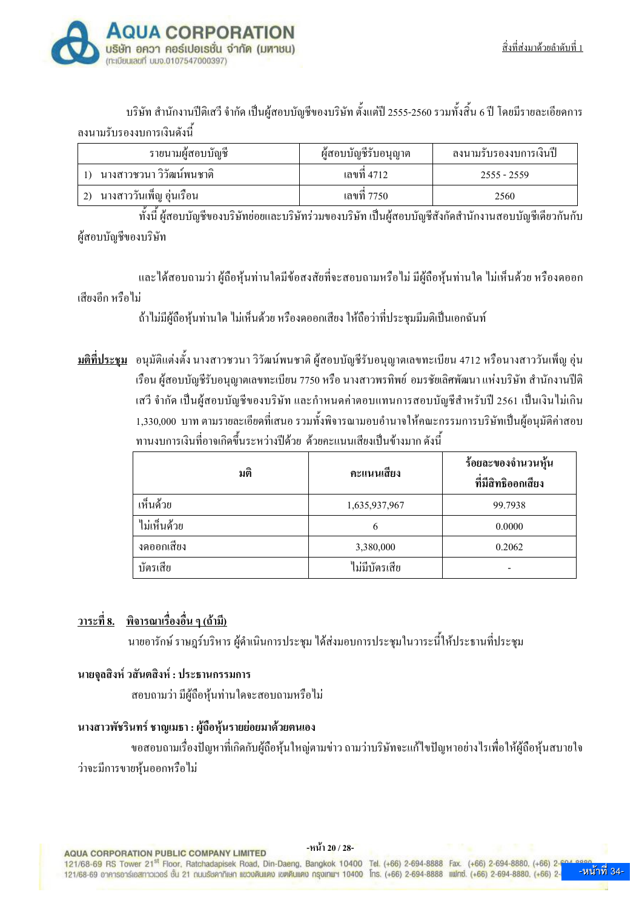บริษัท สำนักงานปีติเสวี จำกัด เป็นผู้สอบบัญชีของบริษัท ตั้งแต่ปี 2555-2560 รวมทั้งสิ้น 6 ปี โดยมีรายละเอียดการลงนามรับรองงบการเงินดังนี้

| รายนามผู้สอบบัญชี | ผู้สอบบัญชีรับอนุญาต | ลงนามรับรองงบการเงินปี |
|---|---|---|
| 1) นางสาวชวนา วิวัฒน์พนชาติ | เลขที่ 4712 | 2555 - 2559 |
| 2) นางสาววันเพ็ญ อุ่นเรือน | เลขที่ 7750 | 2560 |

ทั้งนี้ ผู้สอบบัญชีของบริษัทย่อยและบริษัทร่วมของบริษัท เป็นผู้สอบบัญชีสังกัดสำนักงานสอบบัญชีเดียวกันกับผู้สอบบัญชีของบริษัท

และได้สอบถามว่า ผู้ถือหุ้นท่านใดมีข้อสงสัยที่จะสอบถามหรือไม่ มีผู้ถือหุ้นท่านใด ไม่เห็นด้วย หรืองดออกเสียงอีก หรือไม่

ถ้าไม่มีผู้ถือหุ้นท่านใด ไม่เห็นด้วย หรืองดออกเสียง ให้ถือว่าที่ประชุมมีมติเป็นเอกฉันท์

**<u>มติที่ประชุม</u>** อนุมัติแต่งตั้ง นางสาวชวนา วิวัฒน์พนชาติ ผู้สอบบัญชีรับอนุญาตเลขทะเบียน 4712 หรือนางสาววันเพ็ญ อุ่นเรือน ผู้สอบบัญชีรับอนุญาตเลขทะเบียน 7750 หรือ นางสาวพรทิพย์ อมรชัยเลิศพัฒนา แห่งบริษัท สำนักงานปีติเสวี จำกัด เป็นผู้สอบบัญชีของบริษัท และกำหนดค่าตอบแทนการสอบบัญชีสำหรับปี 2561 เป็นเงินไม่เกิน 1,330,000 บาท ตามรายละเอียดที่เสนอ รวมทั้งพิจารณามอบอำนาจให้คณะกรรมการบริษัทเป็นผู้อนุมัติค่าสอบทานงบการเงินที่อาจเกิดขึ้นระหว่างปีด้วย ด้วยคะแนนเสียงเป็นข้างมาก ดังนี้

| มติ | คะแนนเสียง | ร้อยละของจำนวนหุ้นที่มีสิทธิออกเสียง |
|---|---|---|
| เห็นด้วย | 1,635,937,967 | 99.7938 |
| ไม่เห็นด้วย | 6 | 0.0000 |
| งดออกเสียง | 3,380,000 | 0.2062 |
| บัตรเสีย | ไม่มีบัตรเสีย | - |

**<u>วาระที่ 8. พิจารณาเรื่องอื่น ๆ (ถ้ามี)</u>**

นายอารักษ์ ราษฎร์บริหาร ผู้ดำเนินการประชุม ได้ส่งมอบการประชุมในวาระนี้ให้ประธานที่ประชุม

**นายจุลสิงห์ วสันตสิงห์ : ประธานกรรมการ**

สอบถามว่า มีผู้ถือหุ้นท่านใดจะสอบถามหรือไม่

**นางสาวพัชรินทร์ ชาญเมธา : ผู้ถือหุ้นรายย่อยมาด้วยตนเอง**

ขอสอบถามเรื่องปัญหาที่เกิดกับผู้ถือหุ้นใหญ่ตามข่าว ถามว่าบริษัทจะแก้ไขปัญหาอย่างไรเพื่อให้ผู้ถือหุ้นสบายใจว่าจะมีการขายหุ้นออกหรือไม่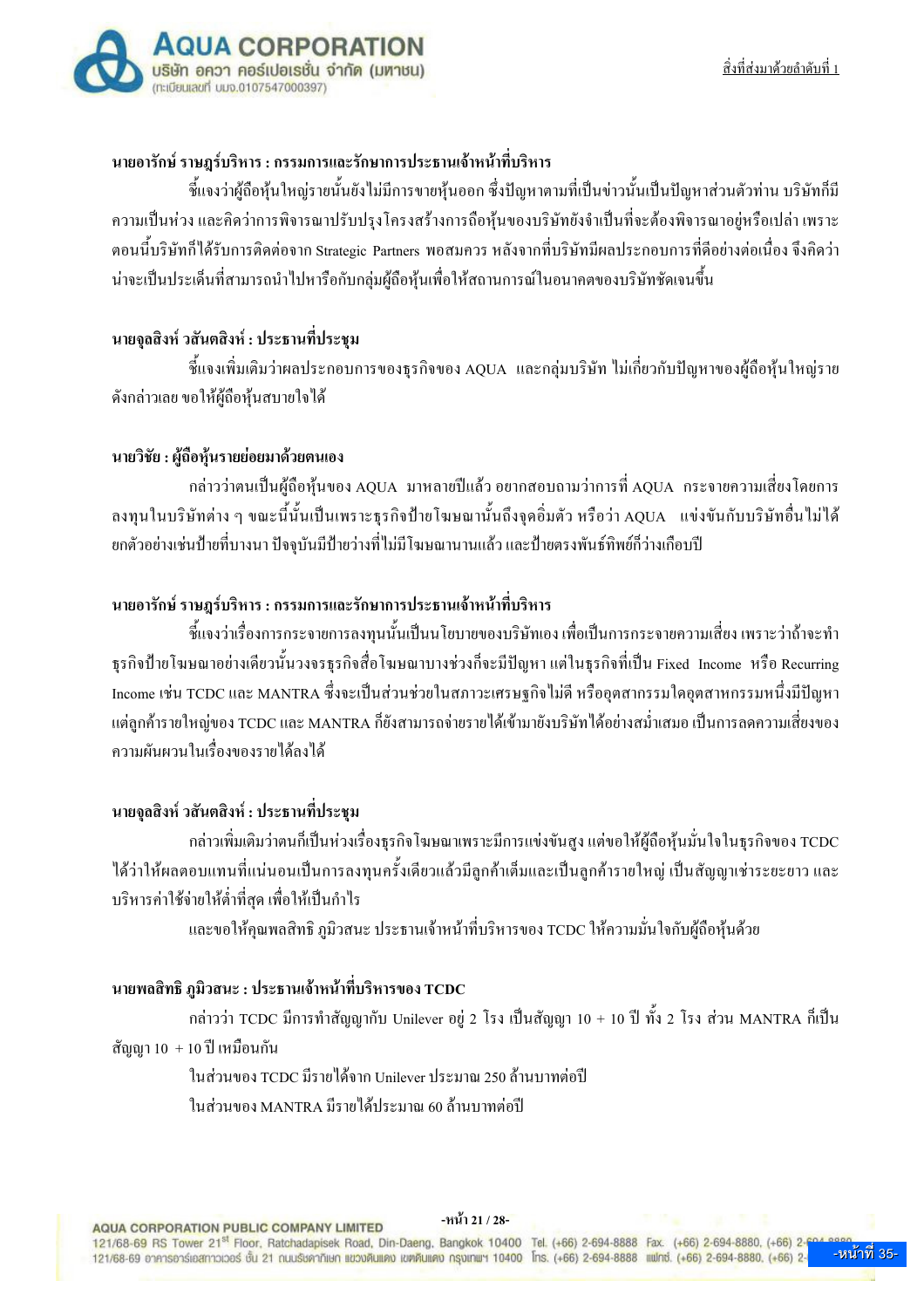สิ่งที่ส่งมาด้วยลำดับที่ 1

**นายอารักษ์ ราษฎร์บริหาร : กรรมการและรักษาการประธานเจ้าหน้าที่บริหาร**

ชี้แจงว่าผู้ถือหุ้นใหญ่รายนั้นยังไม่มีการขายหุ้นออก ซึ่งปัญหาตามที่เป็นข่าวนั้นเป็นปัญหาส่วนตัวท่าน บริษัทก็มีความเป็นห่วง และคิดว่าการพิจารณาปรับปรุงโครงสร้างการถือหุ้นของบริษัทยังจำเป็นที่จะต้องพิจารณาอยู่หรือเปล่า เพราะตอนนี้บริษัทก็ได้รับการติดต่อจาก Strategic Partners พอสมควร หลังจากที่บริษัทมีผลประกอบการที่ดีอย่างต่อเนื่อง จึงคิดว่าน่าจะเป็นประเด็นที่สามารถนำไปหารือกับกลุ่มผู้ถือหุ้นเพื่อให้สถานการณ์ในอนาคตของบริษัทชัดเจนขึ้น

**นายจุลสิงห์ วสันตสิงห์ : ประธานที่ประชุม**

ชี้แจงเพิ่มเติมว่าผลประกอบการของธุรกิจของ AQUA และกลุ่มบริษัท ไม่เกี่ยวกับปัญหาของผู้ถือหุ้นใหญ่รายดังกล่าวเลย ขอให้ผู้ถือหุ้นสบายใจได้

**นายวิชัย : ผู้ถือหุ้นรายย่อยมาด้วยตนเอง**

กล่าวว่าตนเป็นผู้ถือหุ้นของ AQUA มาหลายปีแล้ว อยากสอบถามว่าการที่ AQUA กระจายความเสี่ยงโดยการลงทุนในบริษัทต่าง ๆ ขณะนี้นั้นเป็นเพราะธุรกิจป้ายโฆษณานั้นถึงจุดอิ่มตัว หรือว่า AQUA แข่งขันกับบริษัทอื่นไม่ได้ ยกตัวอย่างเช่นป้ายที่บางนา ปัจจุบันมีป้ายว่างที่ไม่มีโฆษณานานแล้ว และป้ายตรงพันธ์ทิพย์ก็ว่างเกือบปี

**นายอารักษ์ ราษฎร์บริหาร : กรรมการและรักษาการประธานเจ้าหน้าที่บริหาร**

ชี้แจงว่าเรื่องการกระจายการลงทุนนั้นเป็นนโยบายของบริษัทเอง เพื่อเป็นการกระจายความเสี่ยง เพราะว่าถ้าจะทำธุรกิจป้ายโฆษณาอย่างเดียวนั้นวงจรธุรกิจสื่อโฆษณาบางช่วงก็จะมีปัญหา แต่ในธุรกิจที่เป็น Fixed Income หรือ Recurring Income เช่น TCDC และ MANTRA ซึ่งจะเป็นส่วนช่วยในสภาวะเศรษฐกิจไม่ดี หรืออุตสาหกรรมใดอุตสาหกรรมหนึ่งมีปัญหา แต่ลูกค้ารายใหญ่ของ TCDC และ MANTRA ก็ยังสามารถจ่ายรายได้เข้ามายังบริษัทได้อย่างสม่ำเสมอ เป็นการลดความเสี่ยงของความผันผวนในเรื่องของรายได้ลงได้

**นายจุลสิงห์ วสันตสิงห์ : ประธานที่ประชุม**

กล่าวเพิ่มเติมว่าตนก็เป็นห่วงเรื่องธุรกิจโฆษณาเพราะมีการแข่งขันสูง แต่ขอให้ผู้ถือหุ้นมั่นใจในธุรกิจของ TCDC ได้ว่าให้ผลตอบแทนที่แน่นอนเป็นการลงทุนครั้งเดียวแล้วมีลูกค้าเต็มและเป็นลูกค้ารายใหญ่ เป็นสัญญาเช่าระยะยาว และบริหารค่าใช้จ่ายให้ต่ำที่สุด เพื่อให้เป็นกำไร

และขอให้คุณพลสิทธิ ภูมิวสนะ ประธานเจ้าหน้าที่บริหารของ TCDC ให้ความมั่นใจกับผู้ถือหุ้นด้วย

**นายพลสิทธิ ภูมิวสนะ : ประธานเจ้าหน้าที่บริหารของ TCDC**

กล่าวว่า TCDC มีการทำสัญญากับ Unilever อยู่ 2 โรง เป็นสัญญา 10 + 10 ปี ทั้ง 2 โรง ส่วน MANTRA ก็เป็นสัญญา 10 + 10 ปี เหมือนกัน

ในส่วนของ TCDC มีรายได้จาก Unilever ประมาณ 250 ล้านบาทต่อปี

ในส่วนของ MANTRA มีรายได้ประมาณ 60 ล้านบาทต่อปี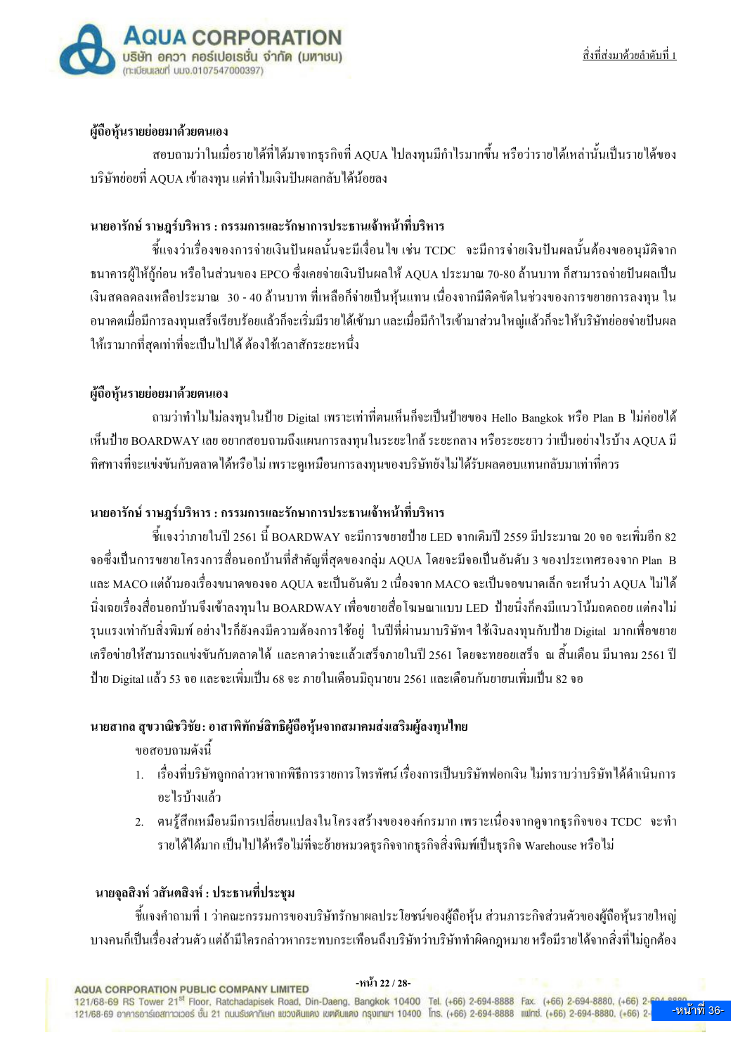สิ่งที่ส่งมาด้วยลำดับที่ 1

**ผู้ถือหุ้นรายย่อยมาด้วยตนเอง**

สอบถามว่าในเมื่อรายได้ที่ได้มาจากธุรกิจที่ AQUA ไปลงทุนมีกำไรมากขึ้น หรือว่ารายได้เหล่านั้นเป็นรายได้ของบริษัทย่อยที่ AQUA เข้าลงทุน แต่ทำไมเงินปันผลกลับได้น้อยลง

**นายอารักษ์ ราษฎร์บริหาร : กรรมการและรักษาการประธานเจ้าหน้าที่บริหาร**

ชี้แจงว่าเรื่องของการจ่ายเงินปันผลนั้นจะมีเงื่อนไข เช่น TCDC จะมีการจ่ายเงินปันผลนั้นต้องขออนุมัติจากธนาคารผู้ให้กู้ก่อน หรือในส่วนของ EPCO ซึ่งเคยจ่ายเงินปันผลให้ AQUA ประมาณ 70-80 ล้านบาท ก็สามารถจ่ายปันผลเป็นเงินสดลดลงเหลือประมาณ 30 - 40 ล้านบาท ที่เหลือก็จ่ายเป็นหุ้นแทน เนื่องจากมีติดขัดในช่วงของการขยายการลงทุน ในอนาคตเมื่อมีการลงทุนเสร็จเรียบร้อยแล้วก็จะเริ่มมีรายได้เข้ามา และเมื่อมีกำไรเข้ามาส่วนใหญ่แล้วก็จะให้บริษัทย่อยจ่ายปันผลให้เรามากที่สุดเท่าที่จะเป็นไปได้ ต้องใช้เวลาสักระยะหนึ่ง

**ผู้ถือหุ้นรายย่อยมาด้วยตนเอง**

ถามว่าทำไมไม่ลงทุนในป้าย Digital เพราะเท่าที่ตนเห็นก็จะเป็นป้ายของ Hello Bangkok หรือ Plan B ไม่ค่อยได้เห็นป้าย BOARDWAY เลย อยากสอบถามถึงแผนการลงทุนในระยะใกล้ ระยะกลาง หรือระยะยาว ว่าเป็นอย่างไรบ้าง AQUA มีทิศทางที่จะแข่งขันกับตลาดได้หรือไม่ เพราะดูเหมือนการลงทุนของบริษัทยังไม่ได้รับผลตอบแทนกลับมาเท่าที่ควร

**นายอารักษ์ ราษฎร์บริหาร : กรรมการและรักษาการประธานเจ้าหน้าที่บริหาร**

ชี้แจงว่าภายในปี 2561 นี้ BOARDWAY จะมีการขยายป้าย LED จากเดิมปี 2559 มีประมาณ 20 จอ จะเพิ่มอีก 82 จอซึ่งเป็นการขยายโครงการสื่อนอกบ้านที่สำคัญที่สุดของกลุ่ม AQUA โดยจะมีจอเป็นอันดับ 3 ของประเทศรองจาก Plan B และ MACO แต่ถ้ามองเรื่องขนาดของจอ AQUA จะเป็นอันดับ 2 เนื่องจาก MACO จะเป็นจอขนาดเล็ก จะเห็นว่า AQUA ไม่ได้นิ่งเฉยเรื่องสื่อนอกบ้านจึงเข้าลงทุนใน BOARDWAY เพื่อขยายสื่อโฆษณาแบบ LED ป้ายนิ่งก็คงมีแนวโน้มถดถอย แต่คงไม่รุนแรงเท่ากับสิ่งพิมพ์ อย่างไรก็ยังคงมีความต้องการใช้อยู่ ในปีที่ผ่านมาบริษัทฯ ใช้เงินลงทุนกับป้าย Digital มากเพื่อขยายเครือข่ายให้สามารถแข่งขันกับตลาดได้ และคาดว่าจะแล้วเสร็จภายในปี 2561 โดยจะทยอยเสร็จ ณ สิ้นเดือน มีนาคม 2561 มีป้าย Digital แล้ว 53 จอ และจะเพิ่มเป็น 68 จะ ภายในเดือนมิถุนายน 2561 และเดือนกันยายนเพิ่มเป็น 82 จอ

**นายสากล สุขวาณิชวิชัย: อาสาพิทักษ์สิทธิผู้ถือหุ้นจากสมาคมส่งเสริมผู้ลงทุนไทย**

ขอสอบถามดังนี้

1. เรื่องที่บริษัทถูกกล่าวหาจากพิธีการรายการโทรทัศน์ เรื่องการเป็นบริษัทฟอกเงิน ไม่ทราบว่าบริษัทได้ดำเนินการอะไรบ้างแล้ว
2. ตนรู้สึกเหมือนมีการเปลี่ยนแปลงในโครงสร้างขององค์กรมาก เพราะเนื่องจากดูจากธุรกิจของ TCDC จะทำรายได้ได้มาก เป็นไปได้หรือไม่ที่จะย้ายหมวดธุรกิจจากธุรกิจสิ่งพิมพ์เป็นธุรกิจ Warehouse หรือไม่

**นายจุลสิงห์ วสันตสิงห์ : ประธานที่ประชุม**

ชี้แจงคำถามที่ 1 ว่าคณะกรรมการของบริษัทรักษาผลประโยชน์ของผู้ถือหุ้น ส่วนภาระกิจส่วนตัวของผู้ถือหุ้นรายใหญ่บางคนก็เป็นเรื่องส่วนตัว แต่ถ้ามีใครกล่าวหากระทบกระเทือนถึงบริษัทว่าบริษัททำผิดกฎหมาย หรือมีรายได้จากสิ่งที่ไม่ถูกต้อง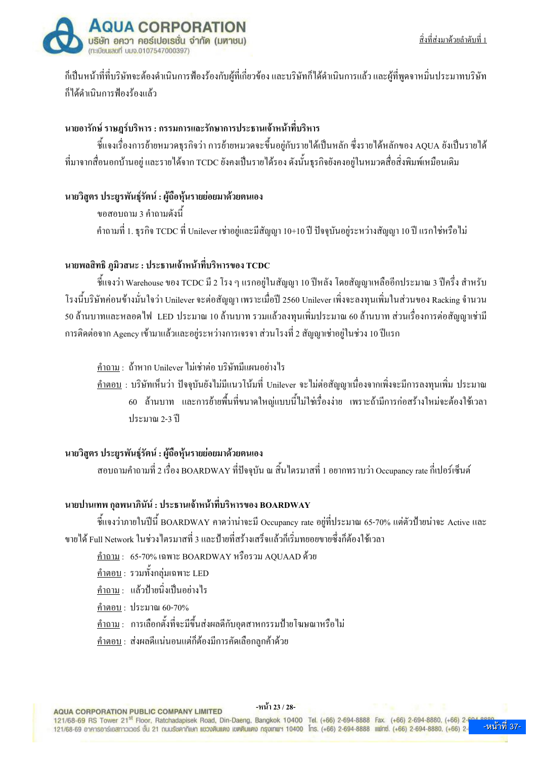ก็เป็นหน้าที่ที่บริษัทจะต้องดำเนินการฟ้องร้องกับผู้ที่เกี่ยวข้อง และบริษัทก็ได้ดำเนินการแล้ว และผู้ที่พูดจาหมิ่นประมาทบริษัทก็ได้ดำเนินการฟ้องร้องแล้ว

**นายอารักษ์ ราษฎร์บริหาร : กรรมการและรักษาการประธานเจ้าหน้าที่บริหาร**

ชี้แจงเรื่องการย้ายหมวดธุรกิจว่า การย้ายหมวดจะขึ้นอยู่กับรายได้เป็นหลัก ซึ่งรายได้หลักของ AQUA ยังเป็นรายได้ที่มาจากสื่อนอกบ้านอยู่ และรายได้จาก TCDC ยังคงเป็นรายได้รอง ดังนั้นธุรกิจยังคงอยู่ในหมวดสื่อสิ่งพิมพ์เหมือนเดิม

**นายวิสูตร ประยูรพันธุ์รัตน์ : ผู้ถือหุ้นรายย่อยมาด้วยตนเอง**

ขอสอบถาม 3 คำถามดังนี้

คำถามที่ 1. ธุรกิจ TCDC ที่ Unilever เช่าอยู่และมีสัญญา 10+10 ปี ปัจจุบันอยู่ระหว่างสัญญา 10 ปี แรกใช่หรือไม่

**นายพลสิทธิ ภูมิวสนะ : ประธานเจ้าหน้าที่บริหารของ TCDC**

ชี้แจงว่า Warehouse ของ TCDC มี 2 โรง ๆ แรกอยู่ในสัญญา 10 ปีหลัง โดยสัญญาเหลืออีกประมาณ 3 ปีครึ่ง สำหรับโรงนี้บริษัทค่อนข้างมั่นใจว่า Unilever จะต่อสัญญา เพราะเมื่อปี 2560 Unilever เพิ่งจะลงทุนเพิ่มในส่วนของ Racking จำนวน 50 ล้านบาทและหลอดไฟ LED ประมาณ 10 ล้านบาท รวมแล้วลงทุนเพิ่มประมาณ 60 ล้านบาท ส่วนเรื่องการต่อสัญญาเช่ามีการติดต่อจาก Agency เข้ามาแล้วและอยู่ระหว่างการเจรจา ส่วนโรงที่ 2 สัญญาเช่าอยู่ในช่วง 10 ปีแรก

คำถาม : ถ้าหาก Unilever ไม่เช่าต่อ บริษัทมีแผนอย่างไร

คำตอบ : บริษัทเห็นว่า ปัจจุบันยังไม่มีแนวโน้มที่ Unilever จะไม่ต่อสัญญาเนื่องจากเพิ่งจะมีการลงทุนเพิ่ม ประมาณ 60 ล้านบาท และการย้ายพื้นที่ขนาดใหญ่แบบนี้ไม่ใช่เรื่องง่าย เพราะถ้ามีการก่อสร้างใหม่จะต้องใช้เวลาประมาณ 2-3 ปี

**นายวิสูตร ประยูรพันธุ์รัตน์ : ผู้ถือหุ้นรายย่อยมาด้วยตนเอง**

สอบถามคำถามที่ 2 เรื่อง BOARDWAY ที่ปัจจุบัน ณ สิ้นไตรมาสที่ 1 อยากทราบว่า Occupancy rate กี่เปอร์เซ็นต์

**นายปานเทพ กุลพนาภินันท์ : ประธานเจ้าหน้าที่บริหารของ BOARDWAY**

ชี้แจงว่าภายในปีนี้ BOARDWAY คาดว่าน่าจะมี Occupancy rate อยู่ที่ประมาณ 65-70% แต่ตัวป้ายน่าจะ Active และขายได้ Full Network ในช่วงไตรมาสที่ 3 และป้ายที่สร้างเสร็จแล้วก็เริ่มทยอยขายซึ่งก็ต้องใช้เวลา

คำถาม : 65-70% เฉพาะ BOARDWAY หรือรวม AQUAAD ด้วย

คำตอบ : รวมทั้งกลุ่มเฉพาะ LED

คำถาม : แล้วป้ายนิ่งเป็นอย่างไร

คำตอบ : ประมาณ 60-70%

คำถาม : การเลือกตั้งที่จะมีขึ้นส่งผลดีกับอุตสาหกรรมป้ายโฆษณาหรือไม่

คำตอบ : ส่งผลดีแน่นอนแต่ก็ต้องมีการคัดเลือกลูกค้าด้วย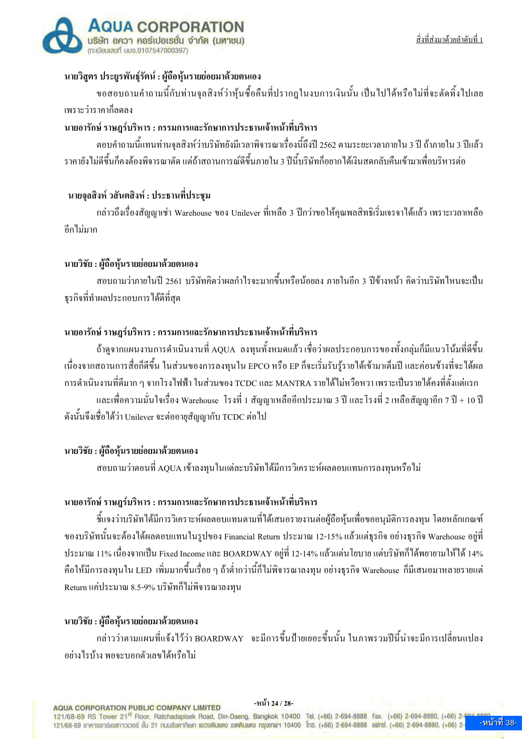สิ่งที่ส่งมาด้วยลำดับที่ 1

**นายวิสูตร ประยูรพันธุ์รัตน์ : ผู้ถือหุ้นรายย่อยมาด้วยตนเอง**

ขอสอบถามคำถามนี้กับท่านจุลสิงห์ว่าหุ้นซื้อคืนที่ปรากฏในงบการเงินนั้น เป็นไปได้หรือไม่ที่จะตัดทิ้งไปเลย เพราะว่าราคาก็ลดลง

**นายอารักษ์ ราษฎร์บริหาร : กรรมการและรักษาการประธานเจ้าหน้าที่บริหาร**

ตอบคำถามนี้แทนท่านจุลสิงห์ว่าบริษัทยังมีเวลาพิจารณาเรื่องนี้ถึงปี 2562 ตามระยะเวลาภายใน 3 ปี ถ้าภายใน 3 ปีแล้ว ราคายังไม่ดีขึ้นก็คงต้องพิจารณาตัด แต่ถ้าสถานการณ์ดีขึ้นภายใน 3 ปีนี้บริษัทก็อยากได้เงินสดกลับคืนเข้ามาเพื่อบริหารต่อ

**นายจุลสิงห์ วสันตสิงห์ : ประธานที่ประชุม**

กล่าวถึงเรื่องสัญญาเช่า Warehouse ของ Unilever ที่เหลือ 3 ปีกว่าขอให้คุณพลสิทธิเริ่มเจรจาได้แล้ว เพราะเวลาเหลืออีกไม่มาก

**นายวิชัย : ผู้ถือหุ้นรายย่อยมาด้วยตนเอง**

สอบถามว่าภายในปี 2561 บริษัทคิดว่าผลกำไรจะมากขึ้นหรือน้อยลง ภายในอีก 3 ปีข้างหน้า คิดว่าบริษัทไหนจะเป็นธุรกิจที่ทำผลประกอบการได้ดีที่สุด

**นายอารักษ์ ราษฎร์บริหาร : กรรมการและรักษาการประธานเจ้าหน้าที่บริหาร**

ถ้าดูจากแผนงานการดำเนินงานที่ AQUA ลงทุนทั้งหมดแล้ว เชื่อว่าผลประกอบการของทั้งกลุ่มก็มีแนวโน้มที่ดีขึ้นเนื่องจากสถานการณ์สื่อก็ดีขึ้น ในส่วนของการลงทุนใน EPCO หรือ EP ก็จะเริ่มรับรู้รายได้เข้ามาเต็มปี และค่อนข้างที่จะได้ผลการดำเนินงานที่ดีมาก ๆ จากโรงไฟฟ้า ในส่วนของ TCDC และ MANTRA รายได้ไม่หวือหวา เพราะเป็นรายได้คงที่ตั้งแต่แรก

และเพื่อความมั่นใจเรื่อง Warehouse โรงที่ 1 สัญญาเหลืออีกประมาณ 3 ปี และโรงที่ 2 เหลือสัญญาอีก 7 ปี + 10 ปี ดังนั้นจึงเชื่อได้ว่า Unilever จะต่ออายุสัญญากับ TCDC ต่อไป

**นายวิชัย : ผู้ถือหุ้นรายย่อยมาด้วยตนเอง**

สอบถามว่าตอนที่ AQUA เข้าลงทุนในแต่ละบริษัทได้มีการวิเคราะห์ผลตอบแทนการลงทุนหรือไม่

**นายอารักษ์ ราษฎร์บริหาร : กรรมการและรักษาการประธานเจ้าหน้าที่บริหาร**

ชี้แจงว่าบริษัทได้มีการวิเคราะห์ผลตอบแทนตามที่ได้เสนอรายงานต่อผู้ถือหุ้นเพื่อขออนุมัติการลงทุน โดยหลักเกณฑ์ของบริษัทนั้นจะต้องได้ผลตอบแทนในรูปของ Financial Return ประมาณ 12-15% แล้วแต่ธุรกิจ อย่างธุรกิจ Warehouse อยู่ที่ประมาณ 11% เนื่องจากเป็น Fixed Income และ BOARDWAY อยู่ที่ 12-14% แล้วแต่นโยบาย แต่บริษัทก็ได้พยายามให้ได้ 14% คือให้มีการลงทุนใน LED เพิ่มมากขึ้นเรื่อย ๆ ถ้าต่ำกว่านี้ก็ไม่พิจารณาลงทุน อย่างธุรกิจ Warehouse ก็มีเสนอมาหลายรายแต่ Return แค่ประมาณ 8.5-9% บริษัทก็ไม่พิจารณาลงทุน

**นายวิชัย : ผู้ถือหุ้นรายย่อยมาด้วยตนเอง**

กล่าวว่าตามแผนที่แจ้งไว้ว่า BOARDWAY จะมีการขึ้นป้ายเยอะขึ้นนั้น ในภาพรวมปีนี้น่าจะมีการเปลี่ยนแปลงอย่างไรบ้าง พอจะบอกตัวเลขได้หรือไม่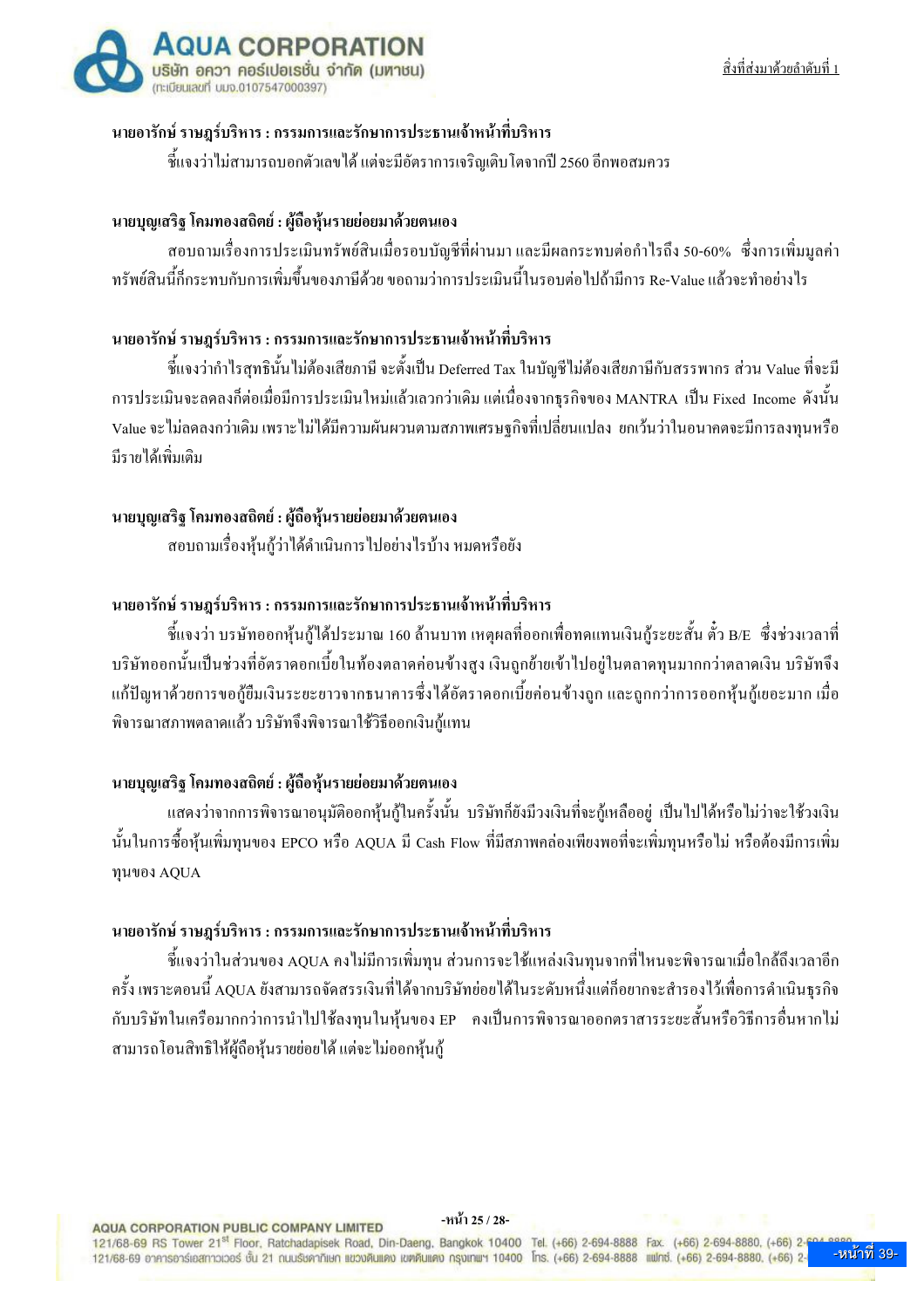**นายอารักษ์ ราษฎร์บริหาร : กรรมการและรักษาการประธานเจ้าหน้าที่บริหาร**

ชี้แจงว่าไม่สามารถบอกตัวเลขได้ แต่จะมีอัตราการเจริญเติบโตจากปี 2560 อีกพอสมควร

**นายบุญเสริฐ โคมทองสถิตย์ : ผู้ถือหุ้นรายย่อยมาด้วยตนเอง**

สอบถามเรื่องการประเมินทรัพย์สินเมื่อรอบบัญชีที่ผ่านมา และมีผลกระทบต่อกำไรถึง 50-60% ซึ่งการเพิ่มมูลค่าทรัพย์สินนี้ก็กระทบกับการเพิ่มขึ้นของภาษีด้วย ขอถามว่าการประเมินนี้ในรอบต่อไปถ้ามีการ Re-Value แล้วจะทำอย่างไร

**นายอารักษ์ ราษฎร์บริหาร : กรรมการและรักษาการประธานเจ้าหน้าที่บริหาร**

ชี้แจงว่ากำไรสุทธินั้นไม่ต้องเสียภาษี จะตั้งเป็น Deferred Tax ในบัญชีไม่ต้องเสียภาษีกับสรรพากร ส่วน Value ที่จะมีการประเมินจะลดลงก็ต่อเมื่อมีการประเมินใหม่แล้วเลวกว่าเดิม แต่เนื่องจากธุรกิจของ MANTRA เป็น Fixed Income ดังนั้น Value จะไม่ลดลงกว่าเดิม เพราะไม่ได้มีความผันผวนตามสภาพเศรษฐกิจที่เปลี่ยนแปลง ยกเว้นว่าในอนาคตจะมีการลงทุนหรือมีรายได้เพิ่มเติม

**นายบุญเสริฐ โคมทองสถิตย์ : ผู้ถือหุ้นรายย่อยมาด้วยตนเอง**

สอบถามเรื่องหุ้นกู้ว่าได้ดำเนินการไปอย่างไรบ้าง หมดหรือยัง

**นายอารักษ์ ราษฎร์บริหาร : กรรมการและรักษาการประธานเจ้าหน้าที่บริหาร**

ชี้แจงว่า บริษัทออกหุ้นกู้ได้ประมาณ 160 ล้านบาท เหตุผลที่ออกเพื่อทดแทนเงินกู้ระยะสั้น ตั๋ว B/E ซึ่งช่วงเวลาที่บริษัทออกนั้นเป็นช่วงที่อัตราดอกเบี้ยในท้องตลาดค่อนข้างสูง เงินถูกย้ายเข้าไปอยู่ในตลาดทุนมากกว่าตลาดเงิน บริษัทจึงแก้ปัญหาด้วยการขอกู้ยืมเงินระยะยาวจากธนาคารซึ่งได้อัตราดอกเบี้ยค่อนข้างถูก และถูกกว่าการออกหุ้นกู้เยอะมาก เมื่อพิจารณาสภาพตลาดแล้ว บริษัทจึงพิจารณาใช้วิธีออกเงินกู้แทน

**นายบุญเสริฐ โคมทองสถิตย์ : ผู้ถือหุ้นรายย่อยมาด้วยตนเอง**

แสดงว่าจากการพิจารณาอนุมัติออกหุ้นกู้ในครั้งนั้น บริษัทก็ยังมีวงเงินที่จะกู้เหลืออยู่ เป็นไปได้หรือไม่ว่าจะใช้วงเงินนั้นในการซื้อหุ้นเพิ่มทุนของ EPCO หรือ AQUA มี Cash Flow ที่มีสภาพคล่องเพียงพอที่จะเพิ่มทุนหรือไม่ หรือต้องมีการเพิ่มทุนของ AQUA

**นายอารักษ์ ราษฎร์บริหาร : กรรมการและรักษาการประธานเจ้าหน้าที่บริหาร**

ชี้แจงว่าในส่วนของ AQUA คงไม่มีการเพิ่มทุน ส่วนการจะใช้แหล่งเงินทุนจากที่ไหนจะพิจารณาเมื่อใกล้ถึงเวลาอีกครั้ง เพราะตอนนี้ AQUA ยังสามารถจัดสรรเงินที่ได้จากบริษัทย่อยได้ในระดับหนึ่งแต่ก็อยากจะสำรองไว้เพื่อการดำเนินธุรกิจกับบริษัทในเครือมากกว่าการนำไปใช้ลงทุนในหุ้นของ EP คงเป็นการพิจารณาออกตราสารระยะสั้นหรือวิธีการอื่นหากไม่สามารถโอนสิทธิให้ผู้ถือหุ้นรายย่อยได้ แต่จะไม่ออกหุ้นกู้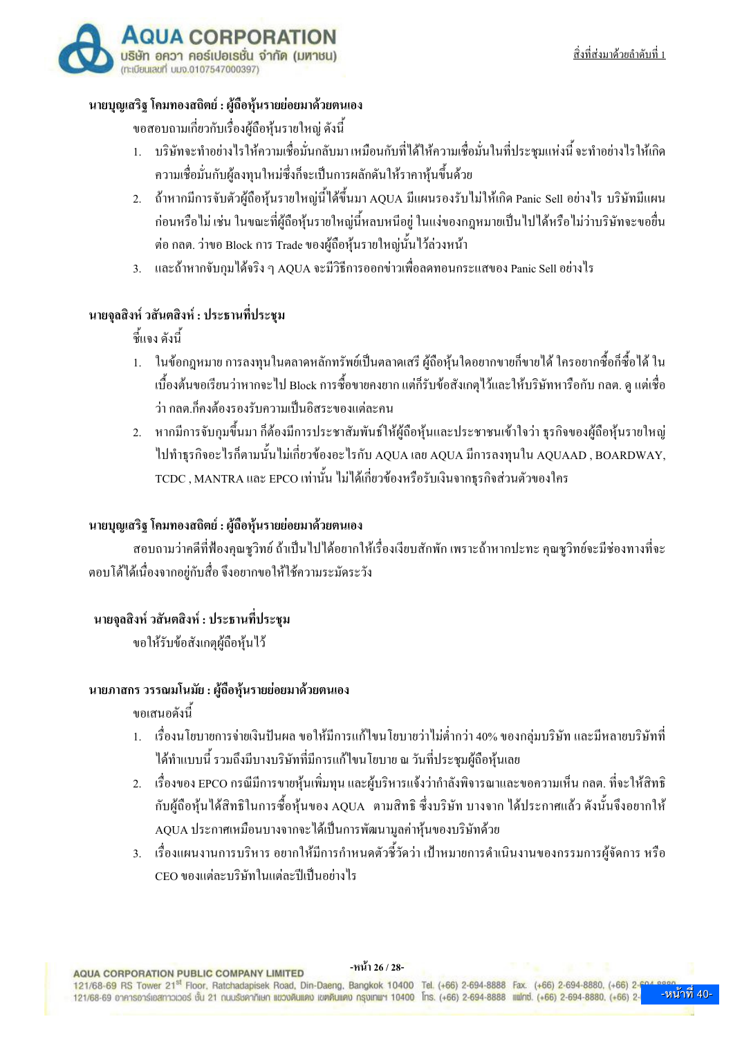**นายบุญเสริฐ โคมทองสถิตย์ : ผู้ถือหุ้นรายย่อยมาด้วยตนเอง**

ขอสอบถามเกี่ยวกับเรื่องผู้ถือหุ้นรายใหญ่ ดังนี้

1. บริษัทจะทำอย่างไรให้ความเชื่อมั่นกลับมา เหมือนกับที่ได้ให้ความเชื่อมั่นในที่ประชุมแห่งนี้ จะทำอย่างไรให้เกิดความเชื่อมั่นกับผู้ลงทุนใหม่ซึ่งก็จะเป็นการผลักดันให้ราคาหุ้นขึ้นด้วย
2. ถ้าหากมีการจับตัวผู้ถือหุ้นรายใหญ่นี้ได้ขึ้นมา AQUA มีแผนรองรับไม่ให้เกิด Panic Sell อย่างไร บริษัทมีแผนก่อนหรือไม่ เช่น ในขณะที่ผู้ถือหุ้นรายใหญ่นี้หลบหนีอยู่ ในแง่ของกฎหมายเป็นไปได้หรือไม่ว่าบริษัทจะขอยื่นต่อ กลต. ว่าขอ Block การ Trade ของผู้ถือหุ้นรายใหญ่นั้นไว้ล่วงหน้า
3. และถ้าหากจับกุมได้จริง ๆ AQUA จะมีวิธีการออกข่าวเพื่อลดทอนกระแสของ Panic Sell อย่างไร

**นายจุลสิงห์ วสันตสิงห์ : ประธานที่ประชุม**

ชี้แจง ดังนี้

1. ในข้อกฎหมาย การลงทุนในตลาดหลักทรัพย์เป็นตลาดเสรี ผู้ถือหุ้นใดอยากขายก็ขายได้ ใครอยากซื้อก็ซื้อได้ ในเบื้องต้นขอเรียนว่าหากจะไป Block การซื้อขายคงยาก แต่ก็รับข้อสังเกตุไว้และให้บริษัทหารือกับ กลต. ดู แต่เชื่อว่า กลต.ก็คงต้องรองรับความเป็นอิสระของแต่ละคน
2. หากมีการจับกุมขึ้นมา ก็ต้องมีการประชาสัมพันธ์ให้ผู้ถือหุ้นและประชาชนเข้าใจว่า ธุรกิจของผู้ถือหุ้นรายใหญ่ไปทำธุรกิจอะไรก็ตามนั้นไม่เกี่ยวข้องอะไรกับ AQUA เลย AQUA มีการลงทุนใน AQUAAD , BOARDWAY, TCDC , MANTRA และ EPCO เท่านั้น ไม่ได้เกี่ยวข้องหรือรับเงินจากธุรกิจส่วนตัวของใคร

**นายบุญเสริฐ โคมทองสถิตย์ : ผู้ถือหุ้นรายย่อยมาด้วยตนเอง**

สอบถามว่าคดีที่ฟ้องคุณชูวิทย์ ถ้าเป็นไปได้อยากให้เรื่องเงียบสักพัก เพราะถ้าหากปะทะ คุณชูวิทย์จะมีช่องทางที่จะตอบโต้ได้เนื่องจากอยู่กับสื่อ จึงอยากขอให้ใช้ความระมัดระวัง

**นายจุลสิงห์ วสันตสิงห์ : ประธานที่ประชุม**

ขอให้รับข้อสังเกตุผู้ถือหุ้นไว้

**นายภาสกร วรรณมโนมัย : ผู้ถือหุ้นรายย่อยมาด้วยตนเอง**

ขอเสนอดังนี้

1. เรื่องนโยบายการจ่ายเงินปันผล ขอให้มีการแก้ไขนโยบายว่าไม่ต่ำกว่า 40% ของกลุ่มบริษัท และมีหลายบริษัทที่ได้ทำแบบนี้ รวมถึงมีบางบริษัทที่มีการแก้ไขนโยบาย ณ วันที่ประชุมผู้ถือหุ้นเลย
2. เรื่องของ EPCO กรณีมีการขายหุ้นเพิ่มทุน และผู้บริหารแจ้งว่ากำลังพิจารณาและขอความเห็น กลต. ที่จะให้สิทธิกับผู้ถือหุ้นได้สิทธิในการซื้อหุ้นของ AQUA ตามสิทธิ ซึ่งบริษัท บางจาก ได้ประกาศแล้ว ดังนั้นจึงอยากให้ AQUA ประกาศเหมือนบางจากจะได้เป็นการพัฒนามูลค่าหุ้นของบริษัทด้วย
3. เรื่องแผนงานการบริหาร อยากให้มีการกำหนดตัวชี้วัดว่า เป้าหมายการดำเนินงานของกรรมการผู้จัดการ หรือ CEO ของแต่ละบริษัทในแต่ละปีเป็นอย่างไร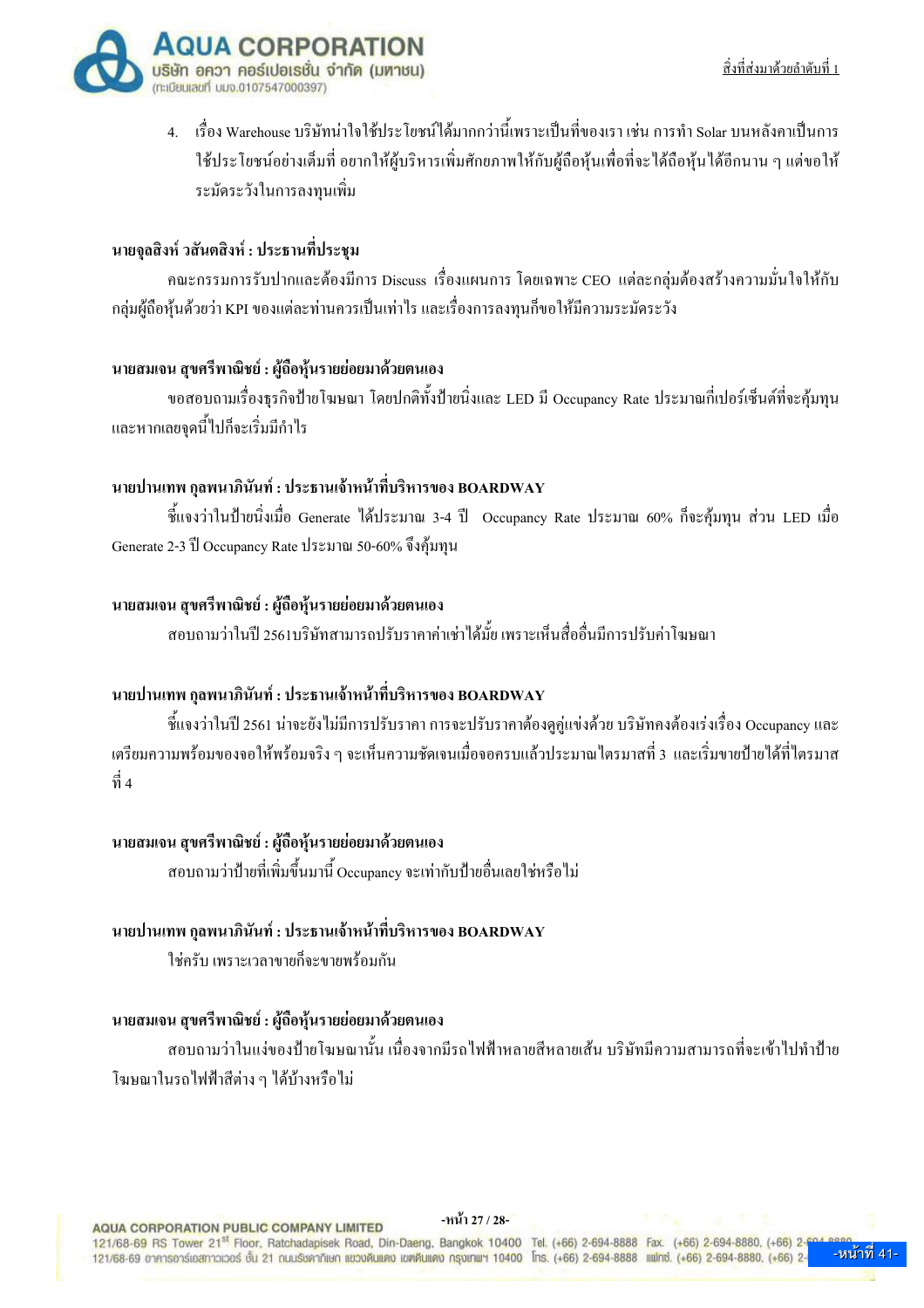4. เรื่อง Warehouse บริษัทน่าใจใช้ประโยชน์ได้มากกว่านี้เพราะเป็นที่ของเรา เช่น การทำ Solar บนหลังคาเป็นการใช้ประโยชน์อย่างเต็มที่ อยากให้ผู้บริหารเพิ่มศักยภาพให้กับผู้ถือหุ้นเพื่อที่จะได้ถือหุ้นได้อีกนาน ๆ แต่ขอให้ระมัดระวังในการลงทุนเพิ่ม

**นายจุลสิงห์ วสันตสิงห์ : ประธานที่ประชุม**

คณะกรรมการรับปากและต้องมีการ Discuss เรื่องแผนการ โดยเฉพาะ CEO แต่ละกลุ่มต้องสร้างความมั่นใจให้กับกลุ่มผู้ถือหุ้นด้วยว่า KPI ของแต่ละท่านควรเป็นเท่าไร และเรื่องการลงทุนก็ขอให้มีความระมัดระวัง

**นายสมเจน สุขศรีพาณิชย์ : ผู้ถือหุ้นรายย่อยมาด้วยตนเอง**

ขอสอบถามเรื่องธุรกิจป้ายโฆษณา โดยปกติทั้งป้ายนิ่งและ LED มี Occupancy Rate ประมาณกี่เปอร์เซ็นต์ที่จะคุ้มทุน และหากเลยจุดนี้ไปก็จะเริ่มมีกำไร

**นายปานเทพ กุลพนาภินันท์ : ประธานเจ้าหน้าที่บริหารของ BOARDWAY**

ชี้แจงว่าในป้ายนิ่งเมื่อ Generate ได้ประมาณ 3-4 ปี Occupancy Rate ประมาณ 60% ก็จะคุ้มทุน ส่วน LED เมื่อ Generate 2-3 ปี Occupancy Rate ประมาณ 50-60% จึงคุ้มทุน

**นายสมเจน สุขศรีพาณิชย์ : ผู้ถือหุ้นรายย่อยมาด้วยตนเอง**

สอบถามว่าในปี 2561บริษัทสามารถปรับราคาค่าเช่าได้มั้ย เพราะเห็นสื่ออื่นมีการปรับค่าโฆษณา

**นายปานเทพ กุลพนาภินันท์ : ประธานเจ้าหน้าที่บริหารของ BOARDWAY**

ชี้แจงว่าในปี 2561 น่าจะยังไม่มีการปรับราคา การจะปรับราคาต้องดูคู่แข่งด้วย บริษัทคงต้องเร่งเรื่อง Occupancy และเตรียมความพร้อมของจอให้พร้อมจริง ๆ จะเห็นความชัดเจนเมื่อจอครบแล้วประมาณไตรมาสที่ 3 และเริ่มขายป้ายได้ที่ไตรมาสที่ 4

**นายสมเจน สุขศรีพาณิชย์ : ผู้ถือหุ้นรายย่อยมาด้วยตนเอง**

สอบถามว่าป้ายที่เพิ่มขึ้นมานี้ Occupancy จะเท่ากับป้ายอื่นเลยใช่หรือไม่

**นายปานเทพ กุลพนาภินันท์ : ประธานเจ้าหน้าที่บริหารของ BOARDWAY**

ใช่ครับ เพราะเวลาขายก็จะขายพร้อมกัน

**นายสมเจน สุขศรีพาณิชย์ : ผู้ถือหุ้นรายย่อยมาด้วยตนเอง**

สอบถามว่าในแง่ของป้ายโฆษณานั้น เนื่องจากมีรถไฟฟ้าหลายสีหลายเส้น บริษัทมีความสามารถที่จะเข้าไปทำป้ายโฆษณาในรถไฟฟ้าสีต่าง ๆ ได้บ้างหรือไม่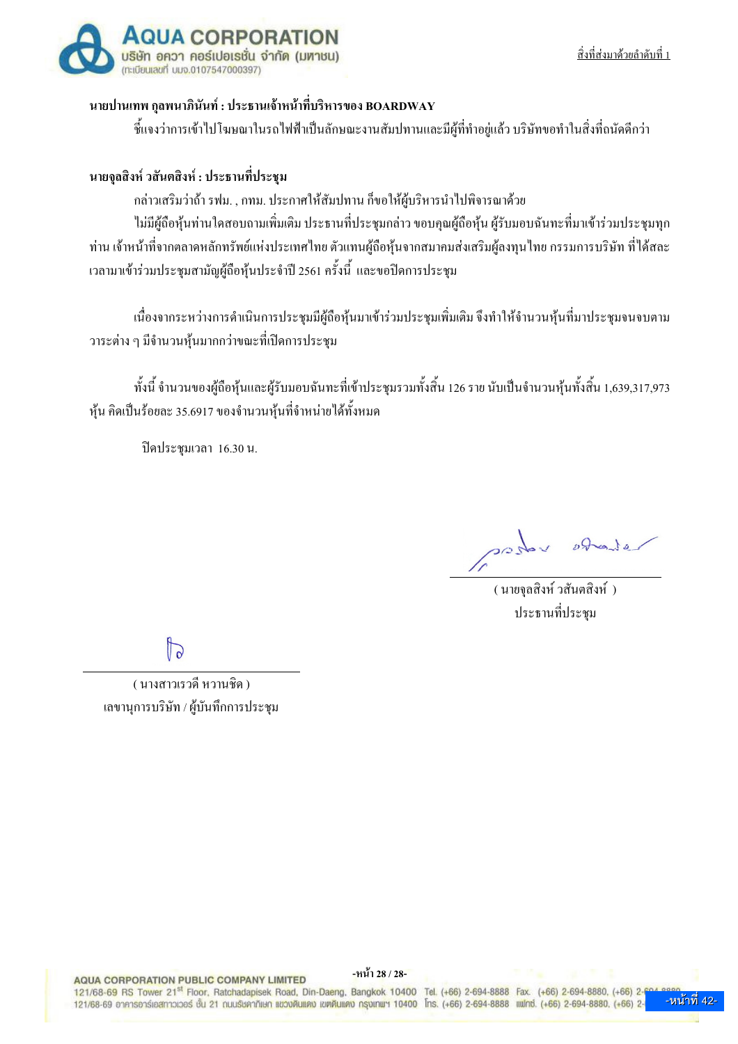สิ่งที่ส่งมาด้วยลำดับที่ 1

**นายปานเทพ กุลพนาภินันท์ : ประธานเจ้าหน้าที่บริหารของ BOARDWAY**

ชี้แจงว่าการเข้าไปโฆษณาในรถไฟฟ้าเป็นลักษณะงานสัมปทานและมีผู้ที่ทำอยู่แล้ว บริษัทขอทำในสิ่งที่ถนัดดีกว่า

**นายจุลสิงห์ วสันตสิงห์ : ประธานที่ประชุม**

กล่าวเสริมว่าถ้า รฟม. , กทม. ประกาศให้สัมปทาน ก็ขอให้ผู้บริหารนำไปพิจารณาด้วย

ไม่มีผู้ถือหุ้นท่านใดสอบถามเพิ่มเติม ประธานที่ประชุมกล่าว ขอบคุณผู้ถือหุ้น ผู้รับมอบฉันทะที่มาเข้าร่วมประชุมทุกท่าน เจ้าหน้าที่จากตลาดหลักทรัพย์แห่งประเทศไทย ตัวแทนผู้ถือหุ้นจากสมาคมส่งเสริมผู้ลงทุนไทย กรรมการบริษัท ที่ได้สละเวลามาเข้าร่วมประชุมสามัญผู้ถือหุ้นประจำปี 2561 ครั้งนี้ และขอปิดการประชุม

เนื่องจากระหว่างการดำเนินการประชุมมีผู้ถือหุ้นมาเข้าร่วมประชุมเพิ่มเติม จึงทำให้จำนวนหุ้นที่มาประชุมจนจบตามวาระต่าง ๆ มีจำนวนหุ้นมากกว่าขณะที่เปิดการประชุม

ทั้งนี้ จำนวนของผู้ถือหุ้นและผู้รับมอบฉันทะที่เข้าประชุมรวมทั้งสิ้น 126 ราย นับเป็นจำนวนหุ้นทั้งสิ้น 1,639,317,973 หุ้น คิดเป็นร้อยละ 35.6917 ของจำนวนหุ้นที่จำหน่ายได้ทั้งหมด

ปิดประชุมเวลา 16.30 น.

( นายจุลสิงห์ วสันตสิงห์ )
ประธานที่ประชุม

( นางสาวเรวดี หวานชิด )
เลขานุการบริษัท / ผู้บันทึกการประชุม